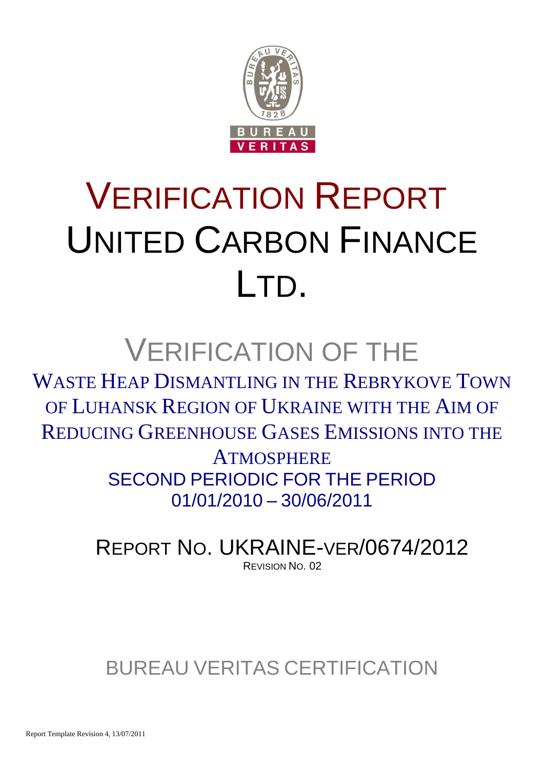# VERIFICATION REPORT UNITED CARBON FINANCE LTD.

## VERIFICATION OF THE

WASTE HEAP DISMANTLING IN THE REBRYKOVE TOWN OF LUHANSK REGION OF UKRAINE WITH THE AIM OF REDUCING GREENHOUSE GASES EMISSIONS INTO THE ATMOSPHERE

SECOND PERIODIC FOR THE PERIOD 01/01/2010 – 30/06/2011

REPORT NO. UKRAINE-VER/0674/2012

REVISION NO. 02

BUREAU VERITAS CERTIFICATION

Report Template Revision 4, 13/07/2011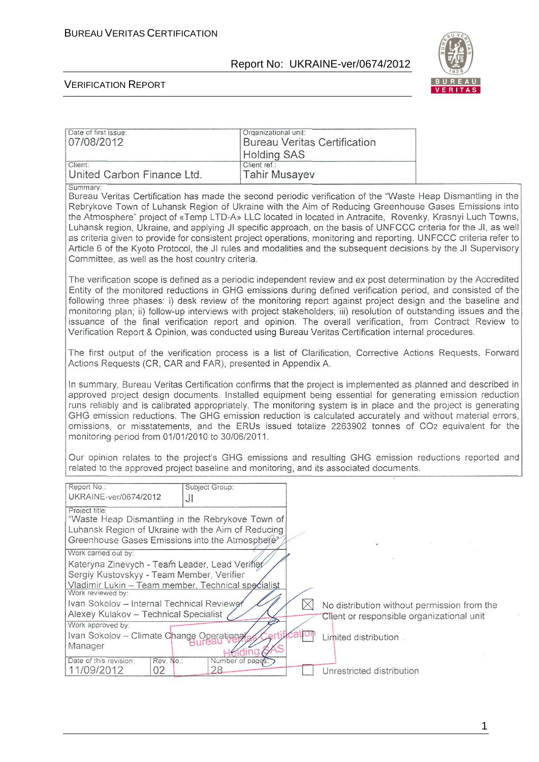| Date of first issue: 07/08/2012 | Organizational unit: Bureau Veritas Certification Holding SAS |
|---|---|
| Client: United Carbon Finance Ltd. | Client ref.: Tahir Musayev |

Summary:

Bureau Veritas Certification has made the second periodic verification of the "Waste Heap Dismantling in the Rebrykove Town of Luhansk Region of Ukraine with the Aim of Reducing Greenhouse Gases Emissions into the Atmosphere" project of «Temp LTD-A» LLC located in located in Antracite, Rovenky, Krasnyi Luch Towns, Luhansk region, Ukraine, and applying JI specific approach, on the basis of UNFCCC criteria for the JI, as well as criteria given to provide for consistent project operations, monitoring and reporting. UNFCCC criteria refer to Article 6 of the Kyoto Protocol, the JI rules and modalities and the subsequent decisions by the JI Supervisory Committee, as well as the host country criteria.

The verification scope is defined as a periodic independent review and ex post determination by the Accredited Entity of the monitored reductions in GHG emissions during defined verification period, and consisted of the following three phases: i) desk review of the monitoring report against project design and the baseline and monitoring plan; ii) follow-up interviews with project stakeholders; iii) resolution of outstanding issues and the issuance of the final verification report and opinion. The overall verification, from Contract Review to Verification Report & Opinion, was conducted using Bureau Veritas Certification internal procedures.

The first output of the verification process is a list of Clarification, Corrective Actions Requests, Forward Actions Requests (CR, CAR and FAR), presented in Appendix A.

In summary, Bureau Veritas Certification confirms that the project is implemented as planned and described in approved project design documents. Installed equipment being essential for generating emission reduction runs reliably and is calibrated appropriately. The monitoring system is in place and the project is generating GHG emission reductions. The GHG emission reduction is calculated accurately and without material errors, omissions, or misstatements, and the ERUs issued totalize 2263902 tonnes of $CO_2$ equivalent for the monitoring period from 01/01/2010 to 30/06/2011.

Our opinion relates to the project's GHG emissions and resulting GHG emission reductions reported and related to the approved project baseline and monitoring, and its associated documents.

| Report No.: UKRAINE-ver/0674/2012 | Subject Group: JI | |
|---|---|---|
| Project title: "Waste Heap Dismantling in the Rebrykove Town of Luhansk Region of Ukraine with the Aim of Reducing Greenhouse Gases Emissions into the Atmosphere" | | |

Work carried out by:
Kateryna Zinevych - Team Leader, Lead Verifier
Sergiy Kustovskyy - Team Member, Verifier
Vladimir Lukin – Team member, Technical specialist

Work reviewed by:
Ivan Sokolov – Internal Technical Reviewer
Alexey Kulakov – Technical Specialist

Work approved by:
Ivan Sokolov – Climate Change Operational Manager

| Date of this revision: 11/09/2012 | Rev. No.: 02 | Number of pages: 28 |
|---|---|---|

☒ No distribution without permission from the Client or responsible organizational unit

☐ Limited distribution

☐ Unrestricted distribution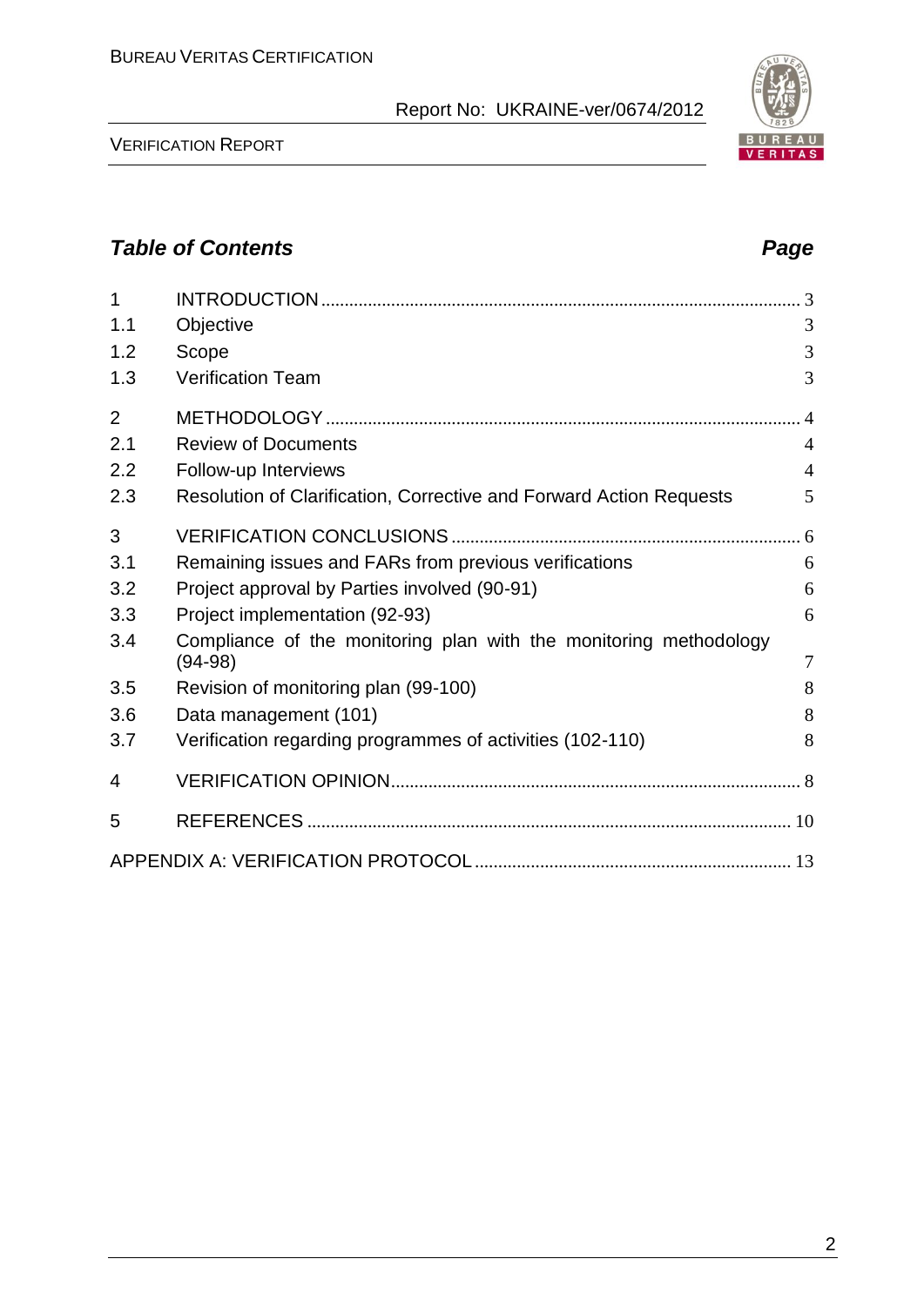## Table of Contents

| | | Page |
|---|---|---|
| 1 | INTRODUCTION | 3 |
| 1.1 | Objective | 3 |
| 1.2 | Scope | 3 |
| 1.3 | Verification Team | 3 |
| 2 | METHODOLOGY | 4 |
| 2.1 | Review of Documents | 4 |
| 2.2 | Follow-up Interviews | 4 |
| 2.3 | Resolution of Clarification, Corrective and Forward Action Requests | 5 |
| 3 | VERIFICATION CONCLUSIONS | 6 |
| 3.1 | Remaining issues and FARs from previous verifications | 6 |
| 3.2 | Project approval by Parties involved (90-91) | 6 |
| 3.3 | Project implementation (92-93) | 6 |
| 3.4 | Compliance of the monitoring plan with the monitoring methodology (94-98) | 7 |
| 3.5 | Revision of monitoring plan (99-100) | 8 |
| 3.6 | Data management (101) | 8 |
| 3.7 | Verification regarding programmes of activities (102-110) | 8 |
| 4 | VERIFICATION OPINION | 8 |
| 5 | REFERENCES | 10 |
| | APPENDIX A: VERIFICATION PROTOCOL | 13 |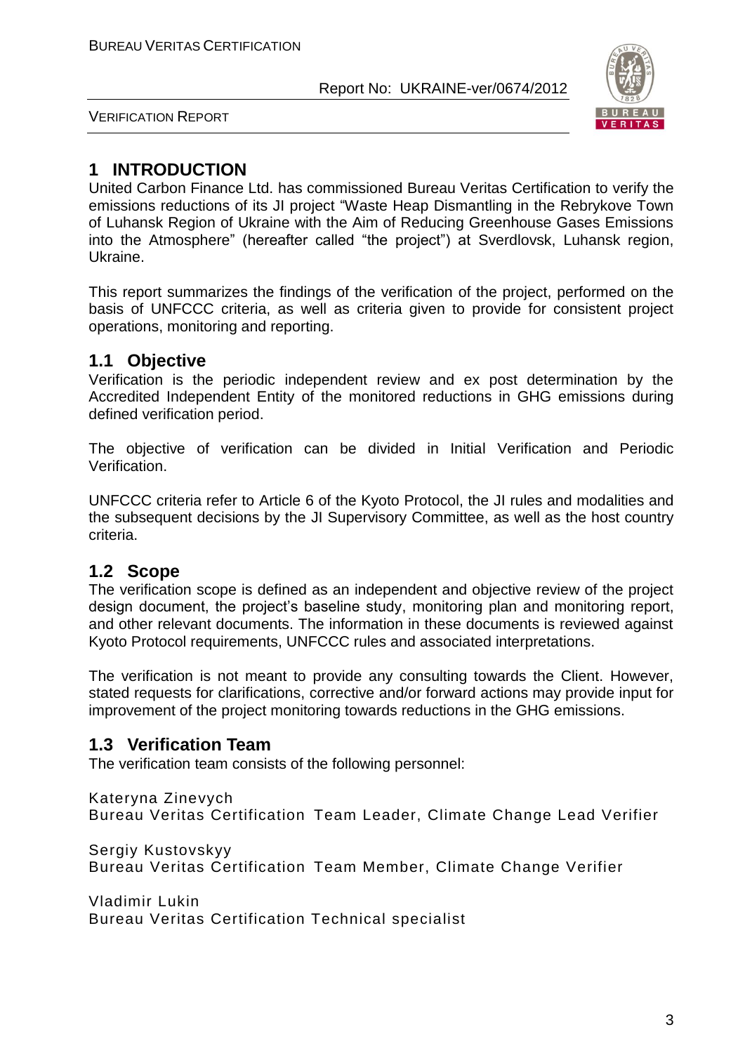# 1 INTRODUCTION

United Carbon Finance Ltd. has commissioned Bureau Veritas Certification to verify the emissions reductions of its JI project "Waste Heap Dismantling in the Rebrykove Town of Luhansk Region of Ukraine with the Aim of Reducing Greenhouse Gases Emissions into the Atmosphere" (hereafter called "the project") at Sverdlovsk, Luhansk region, Ukraine.

This report summarizes the findings of the verification of the project, performed on the basis of UNFCCC criteria, as well as criteria given to provide for consistent project operations, monitoring and reporting.

## 1.1 Objective

Verification is the periodic independent review and ex post determination by the Accredited Independent Entity of the monitored reductions in GHG emissions during defined verification period.

The objective of verification can be divided in Initial Verification and Periodic Verification.

UNFCCC criteria refer to Article 6 of the Kyoto Protocol, the JI rules and modalities and the subsequent decisions by the JI Supervisory Committee, as well as the host country criteria.

## 1.2 Scope

The verification scope is defined as an independent and objective review of the project design document, the project's baseline study, monitoring plan and monitoring report, and other relevant documents. The information in these documents is reviewed against Kyoto Protocol requirements, UNFCCC rules and associated interpretations.

The verification is not meant to provide any consulting towards the Client. However, stated requests for clarifications, corrective and/or forward actions may provide input for improvement of the project monitoring towards reductions in the GHG emissions.

## 1.3 Verification Team

The verification team consists of the following personnel:

Kateryna Zinevych
Bureau Veritas Certification Team Leader, Climate Change Lead Verifier

Sergiy Kustovskyy
Bureau Veritas Certification Team Member, Climate Change Verifier

Vladimir Lukin
Bureau Veritas Certification Technical specialist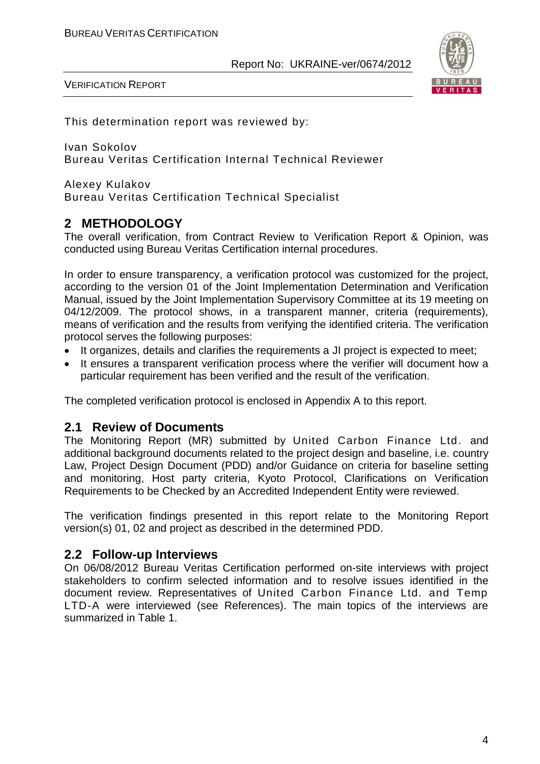This determination report was reviewed by:

Ivan Sokolov
Bureau Veritas Certification Internal Technical Reviewer

Alexey Kulakov
Bureau Veritas Certification Technical Specialist

## 2 METHODOLOGY

The overall verification, from Contract Review to Verification Report & Opinion, was conducted using Bureau Veritas Certification internal procedures.

In order to ensure transparency, a verification protocol was customized for the project, according to the version 01 of the Joint Implementation Determination and Verification Manual, issued by the Joint Implementation Supervisory Committee at its 19 meeting on 04/12/2009. The protocol shows, in a transparent manner, criteria (requirements), means of verification and the results from verifying the identified criteria. The verification protocol serves the following purposes:

- It organizes, details and clarifies the requirements a JI project is expected to meet;
- It ensures a transparent verification process where the verifier will document how a particular requirement has been verified and the result of the verification.

The completed verification protocol is enclosed in Appendix A to this report.

### 2.1 Review of Documents

The Monitoring Report (MR) submitted by United Carbon Finance Ltd. and additional background documents related to the project design and baseline, i.e. country Law, Project Design Document (PDD) and/or Guidance on criteria for baseline setting and monitoring, Host party criteria, Kyoto Protocol, Clarifications on Verification Requirements to be Checked by an Accredited Independent Entity were reviewed.

The verification findings presented in this report relate to the Monitoring Report version(s) 01, 02 and project as described in the determined PDD.

### 2.2 Follow-up Interviews

On 06/08/2012 Bureau Veritas Certification performed on-site interviews with project stakeholders to confirm selected information and to resolve issues identified in the document review. Representatives of United Carbon Finance Ltd. and Temp LTD-A were interviewed (see References). The main topics of the interviews are summarized in Table 1.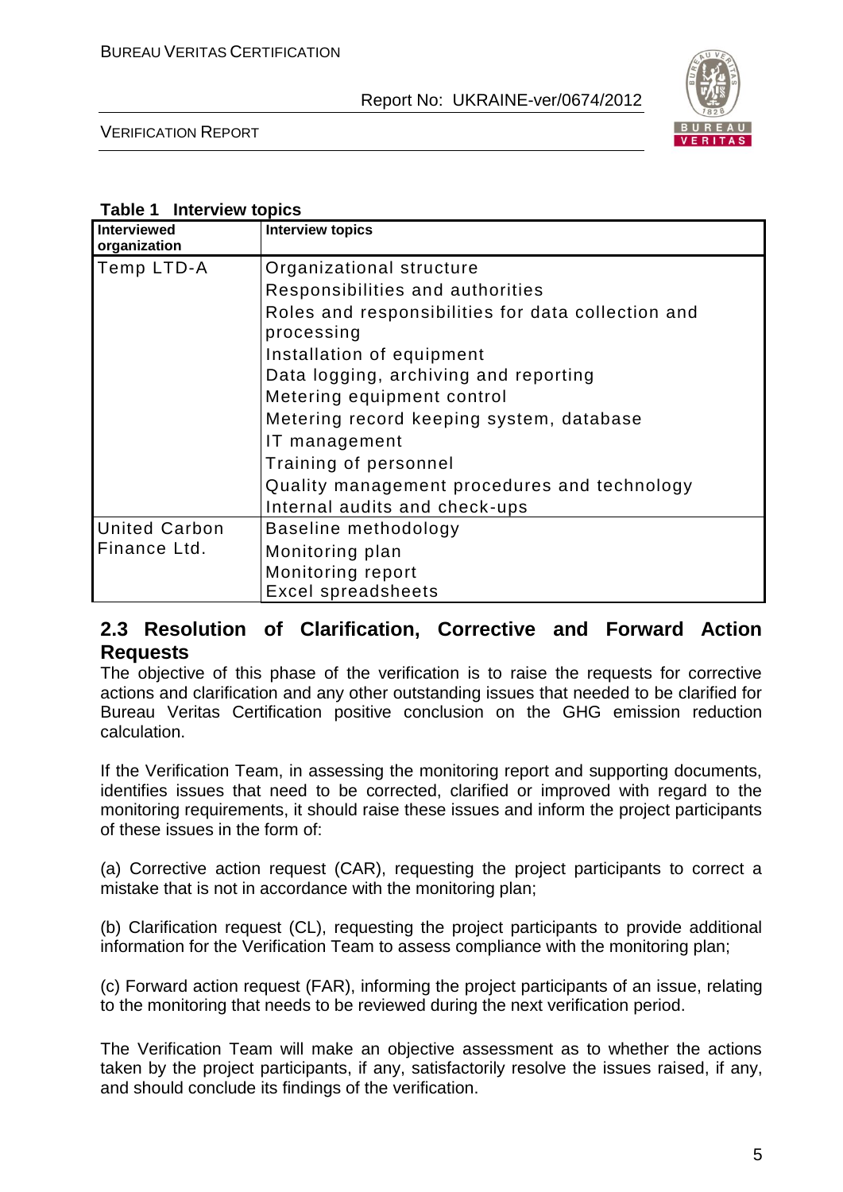**Table 1 Interview topics**

| Interviewed organization | Interview topics |
|---|---|
| Temp LTD-A | Organizational structure<br>Responsibilities and authorities<br>Roles and responsibilities for data collection and processing<br>Installation of equipment<br>Data logging, archiving and reporting<br>Metering equipment control<br>Metering record keeping system, database<br>IT management<br>Training of personnel<br>Quality management procedures and technology<br>Internal audits and check-ups |
| United Carbon Finance Ltd. | Baseline methodology<br>Monitoring plan<br>Monitoring report<br>Excel spreadsheets |

## 2.3 Resolution of Clarification, Corrective and Forward Action Requests

The objective of this phase of the verification is to raise the requests for corrective actions and clarification and any other outstanding issues that needed to be clarified for Bureau Veritas Certification positive conclusion on the GHG emission reduction calculation.

If the Verification Team, in assessing the monitoring report and supporting documents, identifies issues that need to be corrected, clarified or improved with regard to the monitoring requirements, it should raise these issues and inform the project participants of these issues in the form of:

(a) Corrective action request (CAR), requesting the project participants to correct a mistake that is not in accordance with the monitoring plan;

(b) Clarification request (CL), requesting the project participants to provide additional information for the Verification Team to assess compliance with the monitoring plan;

(c) Forward action request (FAR), informing the project participants of an issue, relating to the monitoring that needs to be reviewed during the next verification period.

The Verification Team will make an objective assessment as to whether the actions taken by the project participants, if any, satisfactorily resolve the issues raised, if any, and should conclude its findings of the verification.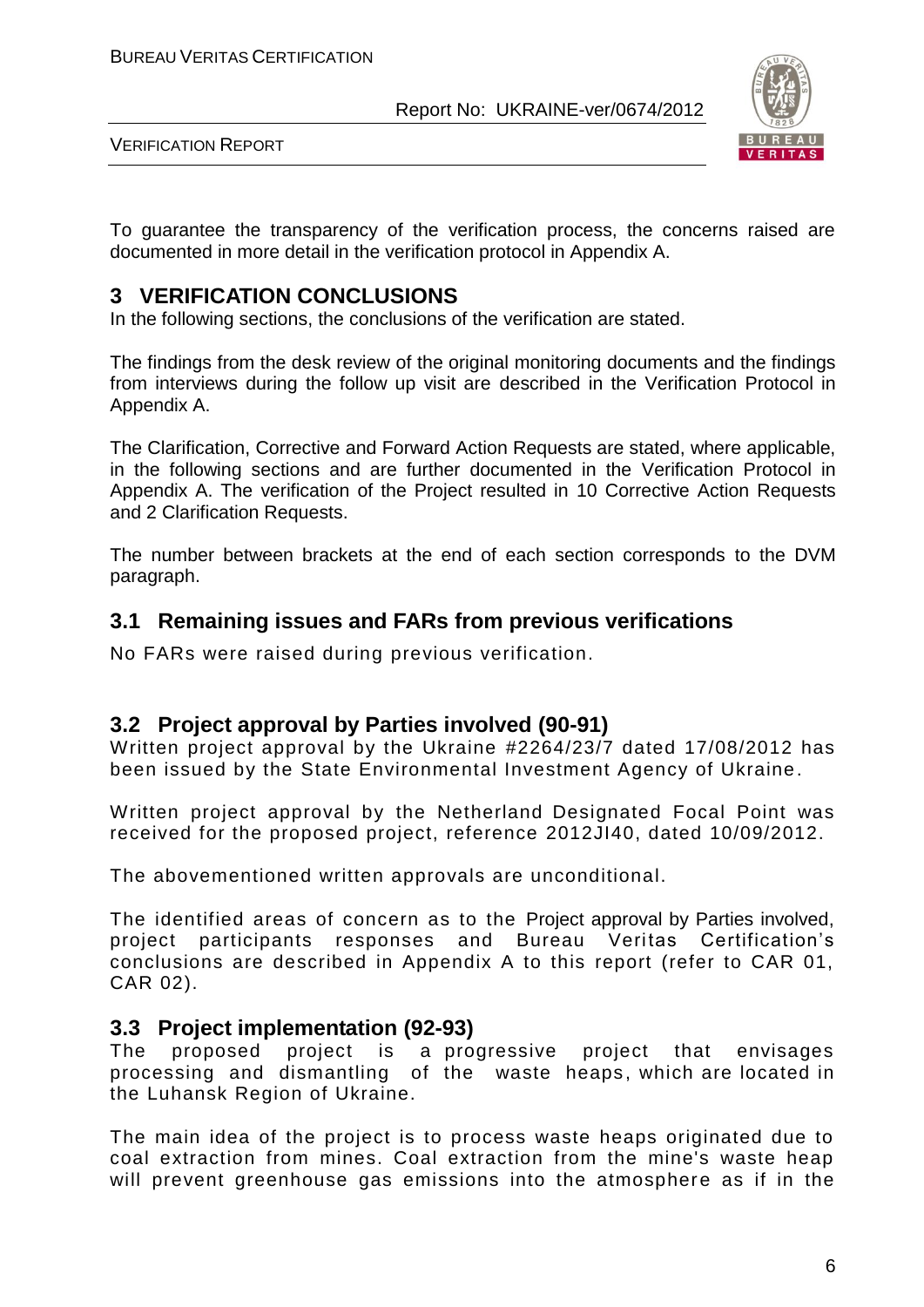To guarantee the transparency of the verification process, the concerns raised are documented in more detail in the verification protocol in Appendix A.

# 3 VERIFICATION CONCLUSIONS

In the following sections, the conclusions of the verification are stated.

The findings from the desk review of the original monitoring documents and the findings from interviews during the follow up visit are described in the Verification Protocol in Appendix A.

The Clarification, Corrective and Forward Action Requests are stated, where applicable, in the following sections and are further documented in the Verification Protocol in Appendix A. The verification of the Project resulted in 10 Corrective Action Requests and 2 Clarification Requests.

The number between brackets at the end of each section corresponds to the DVM paragraph.

## 3.1 Remaining issues and FARs from previous verifications

No FARs were raised during previous verification.

## 3.2 Project approval by Parties involved (90-91)

Written project approval by the Ukraine #2264/23/7 dated 17/08/2012 has been issued by the State Environmental Investment Agency of Ukraine.

Written project approval by the Netherland Designated Focal Point was received for the proposed project, reference 2012JI40, dated 10/09/2012.

The abovementioned written approvals are unconditional.

The identified areas of concern as to the Project approval by Parties involved, project participants responses and Bureau Veritas Certification's conclusions are described in Appendix A to this report (refer to CAR 01, CAR 02).

## 3.3 Project implementation (92-93)

The proposed project is a progressive project that envisages processing and dismantling of the waste heaps, which are located in the Luhansk Region of Ukraine.

The main idea of the project is to process waste heaps originated due to coal extraction from mines. Coal extraction from the mine's waste heap will prevent greenhouse gas emissions into the atmosphere as if in the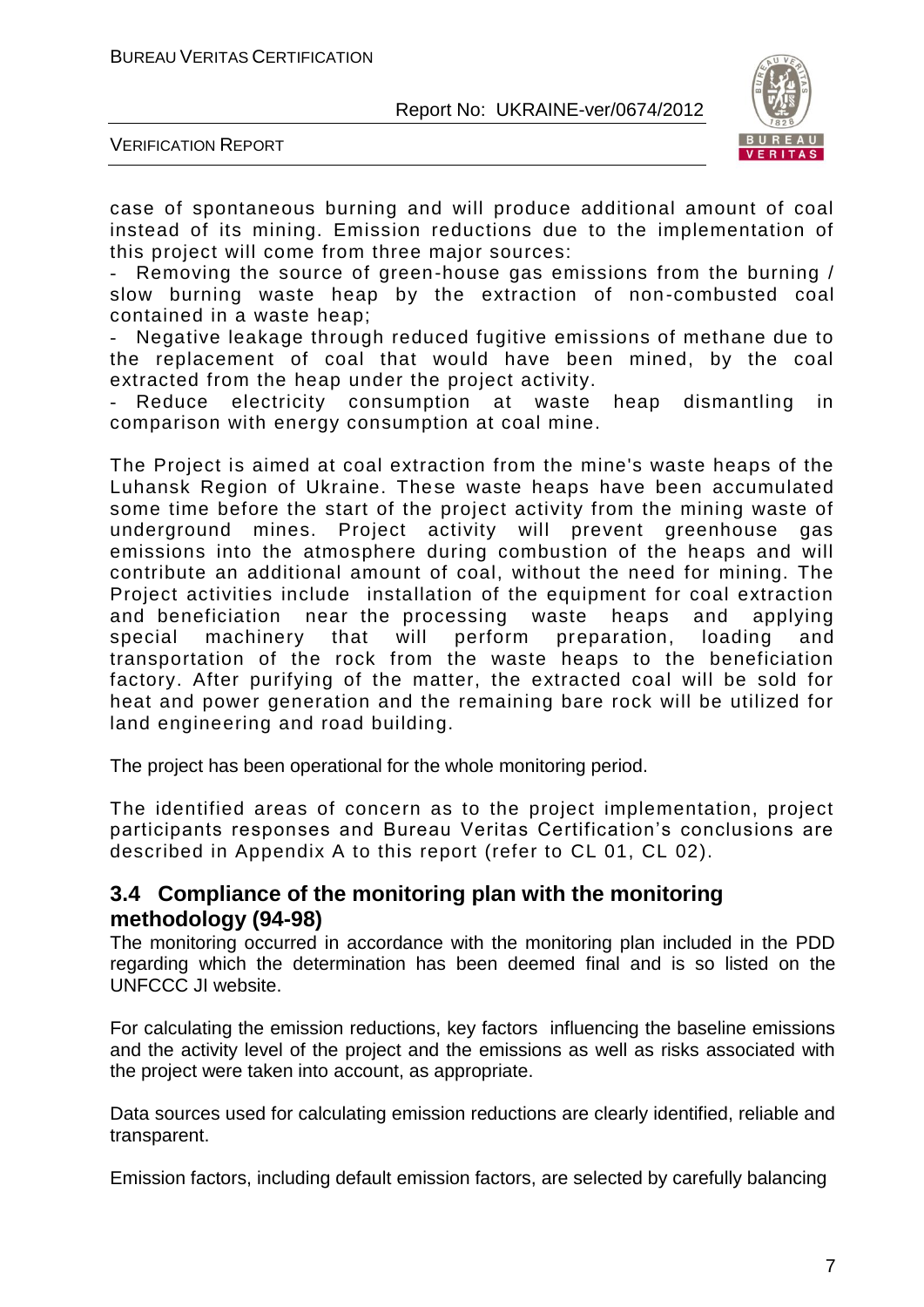case of spontaneous burning and will produce additional amount of coal instead of its mining. Emission reductions due to the implementation of this project will come from three major sources:

- Removing the source of green-house gas emissions from the burning / slow burning waste heap by the extraction of non-combusted coal contained in a waste heap;
- Negative leakage through reduced fugitive emissions of methane due to the replacement of coal that would have been mined, by the coal extracted from the heap under the project activity.
- Reduce electricity consumption at waste heap dismantling in comparison with energy consumption at coal mine.

The Project is aimed at coal extraction from the mine's waste heaps of the Luhansk Region of Ukraine. These waste heaps have been accumulated some time before the start of the project activity from the mining waste of underground mines. Project activity will prevent greenhouse gas emissions into the atmosphere during combustion of the heaps and will contribute an additional amount of coal, without the need for mining. The Project activities include installation of the equipment for coal extraction and beneficiation near the processing waste heaps and applying special machinery that will perform preparation, loading and transportation of the rock from the waste heaps to the beneficiation factory. After purifying of the matter, the extracted coal will be sold for heat and power generation and the remaining bare rock will be utilized for land engineering and road building.

The project has been operational for the whole monitoring period.

The identified areas of concern as to the project implementation, project participants responses and Bureau Veritas Certification's conclusions are described in Appendix A to this report (refer to CL 01, CL 02).

## 3.4 Compliance of the monitoring plan with the monitoring methodology (94-98)

The monitoring occurred in accordance with the monitoring plan included in the PDD regarding which the determination has been deemed final and is so listed on the UNFCCC JI website.

For calculating the emission reductions, key factors influencing the baseline emissions and the activity level of the project and the emissions as well as risks associated with the project were taken into account, as appropriate.

Data sources used for calculating emission reductions are clearly identified, reliable and transparent.

Emission factors, including default emission factors, are selected by carefully balancing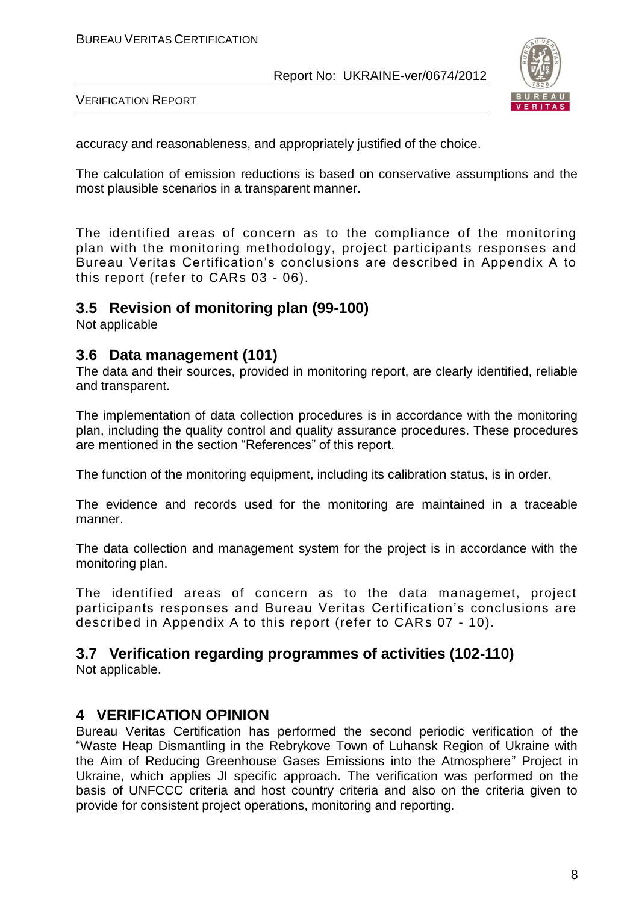accuracy and reasonableness, and appropriately justified of the choice.

The calculation of emission reductions is based on conservative assumptions and the most plausible scenarios in a transparent manner.

The identified areas of concern as to the compliance of the monitoring plan with the monitoring methodology, project participants responses and Bureau Veritas Certification's conclusions are described in Appendix A to this report (refer to CARs 03 - 06).

## 3.5 Revision of monitoring plan (99-100)

Not applicable

## 3.6 Data management (101)

The data and their sources, provided in monitoring report, are clearly identified, reliable and transparent.

The implementation of data collection procedures is in accordance with the monitoring plan, including the quality control and quality assurance procedures. These procedures are mentioned in the section "References" of this report.

The function of the monitoring equipment, including its calibration status, is in order.

The evidence and records used for the monitoring are maintained in a traceable manner.

The data collection and management system for the project is in accordance with the monitoring plan.

The identified areas of concern as to the data managemet, project participants responses and Bureau Veritas Certification's conclusions are described in Appendix A to this report (refer to CARs 07 - 10).

## 3.7 Verification regarding programmes of activities (102-110)

Not applicable.

# 4 VERIFICATION OPINION

Bureau Veritas Certification has performed the second periodic verification of the "Waste Heap Dismantling in the Rebrykove Town of Luhansk Region of Ukraine with the Aim of Reducing Greenhouse Gases Emissions into the Atmosphere" Project in Ukraine, which applies JI specific approach. The verification was performed on the basis of UNFCCC criteria and host country criteria and also on the criteria given to provide for consistent project operations, monitoring and reporting.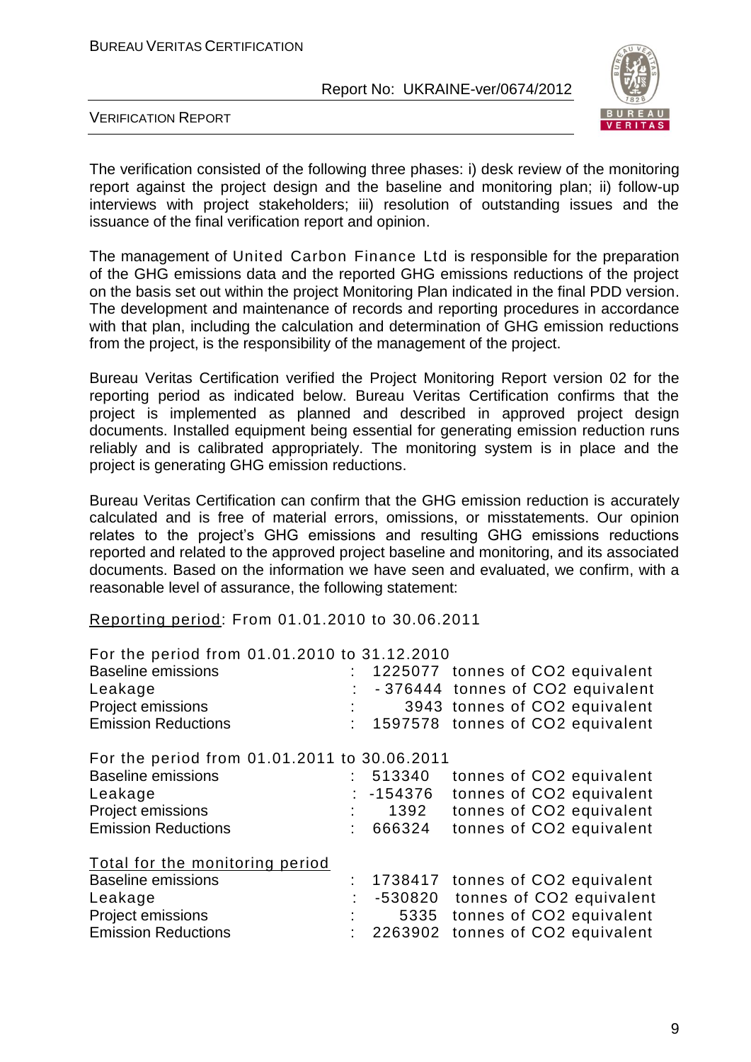The verification consisted of the following three phases: i) desk review of the monitoring report against the project design and the baseline and monitoring plan; ii) follow-up interviews with project stakeholders; iii) resolution of outstanding issues and the issuance of the final verification report and opinion.

The management of United Carbon Finance Ltd is responsible for the preparation of the GHG emissions data and the reported GHG emissions reductions of the project on the basis set out within the project Monitoring Plan indicated in the final PDD version. The development and maintenance of records and reporting procedures in accordance with that plan, including the calculation and determination of GHG emission reductions from the project, is the responsibility of the management of the project.

Bureau Veritas Certification verified the Project Monitoring Report version 02 for the reporting period as indicated below. Bureau Veritas Certification confirms that the project is implemented as planned and described in approved project design documents. Installed equipment being essential for generating emission reduction runs reliably and is calibrated appropriately. The monitoring system is in place and the project is generating GHG emission reductions.

Bureau Veritas Certification can confirm that the GHG emission reduction is accurately calculated and is free of material errors, omissions, or misstatements. Our opinion relates to the project's GHG emissions and resulting GHG emissions reductions reported and related to the approved project baseline and monitoring, and its associated documents. Based on the information we have seen and evaluated, we confirm, with a reasonable level of assurance, the following statement:

Reporting period: From 01.01.2010 to 30.06.2011

For the period from 01.01.2010 to 31.12.2010

| | | |
|---|---|---|
| Baseline emissions | : 1225077 | tonnes of CO2 equivalent |
| Leakage | : -376444 | tonnes of CO2 equivalent |
| Project emissions | : 3943 | tonnes of CO2 equivalent |
| Emission Reductions | : 1597578 | tonnes of CO2 equivalent |

For the period from 01.01.2011 to 30.06.2011

| | | |
|---|---|---|
| Baseline emissions | : 513340 | tonnes of CO2 equivalent |
| Leakage | : -154376 | tonnes of CO2 equivalent |
| Project emissions | : 1392 | tonnes of CO2 equivalent |
| Emission Reductions | : 666324 | tonnes of CO2 equivalent |

Total for the monitoring period

| | | |
|---|---|---|
| Baseline emissions | : 1738417 | tonnes of CO2 equivalent |
| Leakage | : -530820 | tonnes of CO2 equivalent |
| Project emissions | : 5335 | tonnes of CO2 equivalent |
| Emission Reductions | : 2263902 | tonnes of CO2 equivalent |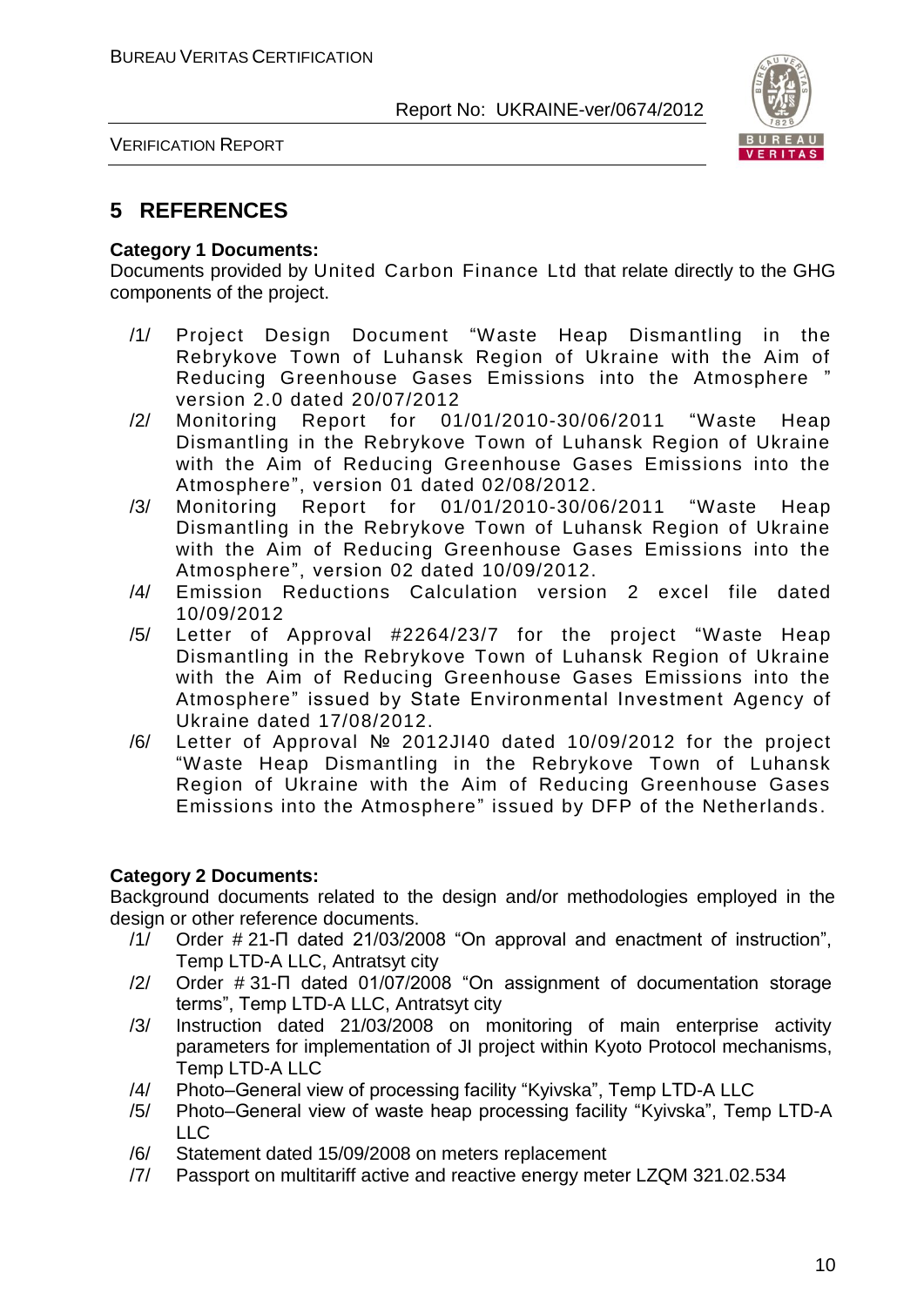## 5 REFERENCES

**Category 1 Documents:**

Documents provided by United Carbon Finance Ltd that relate directly to the GHG components of the project.

/1/ Project Design Document "Waste Heap Dismantling in the Rebrykove Town of Luhansk Region of Ukraine with the Aim of Reducing Greenhouse Gases Emissions into the Atmosphere " version 2.0 dated 20/07/2012

/2/ Monitoring Report for 01/01/2010-30/06/2011 "Waste Heap Dismantling in the Rebrykove Town of Luhansk Region of Ukraine with the Aim of Reducing Greenhouse Gases Emissions into the Atmosphere", version 01 dated 02/08/2012.

/3/ Monitoring Report for 01/01/2010-30/06/2011 "Waste Heap Dismantling in the Rebrykove Town of Luhansk Region of Ukraine with the Aim of Reducing Greenhouse Gases Emissions into the Atmosphere", version 02 dated 10/09/2012.

/4/ Emission Reductions Calculation version 2 excel file dated 10/09/2012

/5/ Letter of Approval #2264/23/7 for the project "Waste Heap Dismantling in the Rebrykove Town of Luhansk Region of Ukraine with the Aim of Reducing Greenhouse Gases Emissions into the Atmosphere" issued by State Environmental Investment Agency of Ukraine dated 17/08/2012.

/6/ Letter of Approval № 2012JI40 dated 10/09/2012 for the project "Waste Heap Dismantling in the Rebrykove Town of Luhansk Region of Ukraine with the Aim of Reducing Greenhouse Gases Emissions into the Atmosphere" issued by DFP of the Netherlands.

**Category 2 Documents:**

Background documents related to the design and/or methodologies employed in the design or other reference documents.

/1/ Order # 21-П dated 21/03/2008 "On approval and enactment of instruction", Temp LTD-A LLC, Antratsyt city

/2/ Order # 31-П dated 01/07/2008 "On assignment of documentation storage terms", Temp LTD-A LLC, Antratsyt city

/3/ Instruction dated 21/03/2008 on monitoring of main enterprise activity parameters for implementation of JI project within Kyoto Protocol mechanisms, Temp LTD-A LLC

/4/ Photo–General view of processing facility "Kyivska", Temp LTD-A LLC

/5/ Photo–General view of waste heap processing facility "Kyivska", Temp LTD-A LLC

/6/ Statement dated 15/09/2008 on meters replacement

/7/ Passport on multitariff active and reactive energy meter LZQM 321.02.534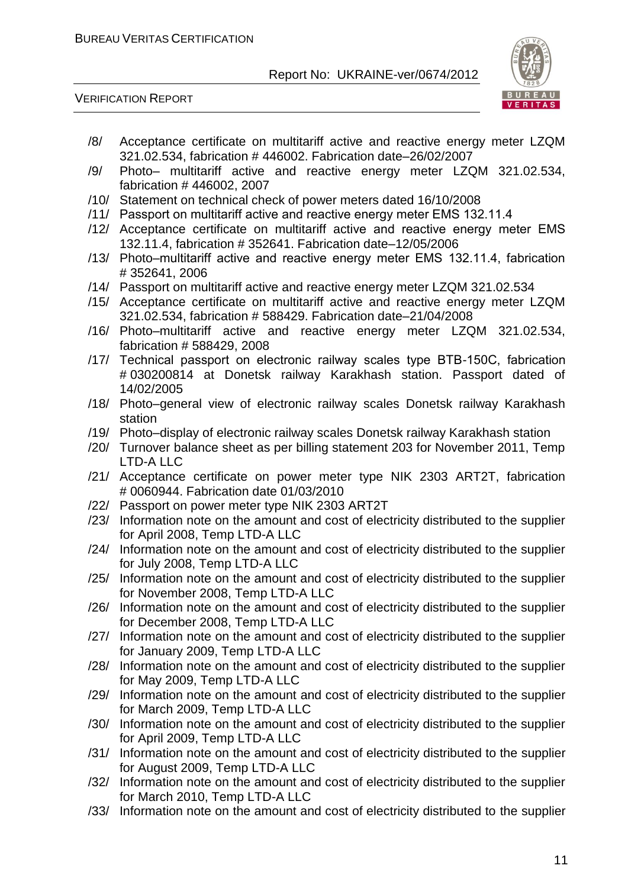/8/ Acceptance certificate on multitariff active and reactive energy meter LZQM 321.02.534, fabrication # 446002. Fabrication date–26/02/2007

/9/ Photo– multitariff active and reactive energy meter LZQM 321.02.534, fabrication # 446002, 2007

/10/ Statement on technical check of power meters dated 16/10/2008

/11/ Passport on multitariff active and reactive energy meter EMS 132.11.4

/12/ Acceptance certificate on multitariff active and reactive energy meter EMS 132.11.4, fabrication # 352641. Fabrication date–12/05/2006

/13/ Photo–multitariff active and reactive energy meter EMS 132.11.4, fabrication # 352641, 2006

/14/ Passport on multitariff active and reactive energy meter LZQM 321.02.534

/15/ Acceptance certificate on multitariff active and reactive energy meter LZQM 321.02.534, fabrication # 588429. Fabrication date–21/04/2008

/16/ Photo–multitariff active and reactive energy meter LZQM 321.02.534, fabrication # 588429, 2008

/17/ Technical passport on electronic railway scales type BTB-150C, fabrication # 030200814 at Donetsk railway Karakhash station. Passport dated of 14/02/2005

/18/ Photo–general view of electronic railway scales Donetsk railway Karakhash station

/19/ Photo–display of electronic railway scales Donetsk railway Karakhash station

/20/ Turnover balance sheet as per billing statement 203 for November 2011, Temp LTD-A LLC

/21/ Acceptance certificate on power meter type NIK 2303 ART2T, fabrication # 0060944. Fabrication date 01/03/2010

/22/ Passport on power meter type NIK 2303 ART2T

/23/ Information note on the amount and cost of electricity distributed to the supplier for April 2008, Temp LTD-A LLC

/24/ Information note on the amount and cost of electricity distributed to the supplier for July 2008, Temp LTD-A LLC

/25/ Information note on the amount and cost of electricity distributed to the supplier for November 2008, Temp LTD-A LLC

/26/ Information note on the amount and cost of electricity distributed to the supplier for December 2008, Temp LTD-A LLC

/27/ Information note on the amount and cost of electricity distributed to the supplier for January 2009, Temp LTD-A LLC

/28/ Information note on the amount and cost of electricity distributed to the supplier for May 2009, Temp LTD-A LLC

/29/ Information note on the amount and cost of electricity distributed to the supplier for March 2009, Temp LTD-A LLC

/30/ Information note on the amount and cost of electricity distributed to the supplier for April 2009, Temp LTD-A LLC

/31/ Information note on the amount and cost of electricity distributed to the supplier for August 2009, Temp LTD-A LLC

/32/ Information note on the amount and cost of electricity distributed to the supplier for March 2010, Temp LTD-A LLC

/33/ Information note on the amount and cost of electricity distributed to the supplier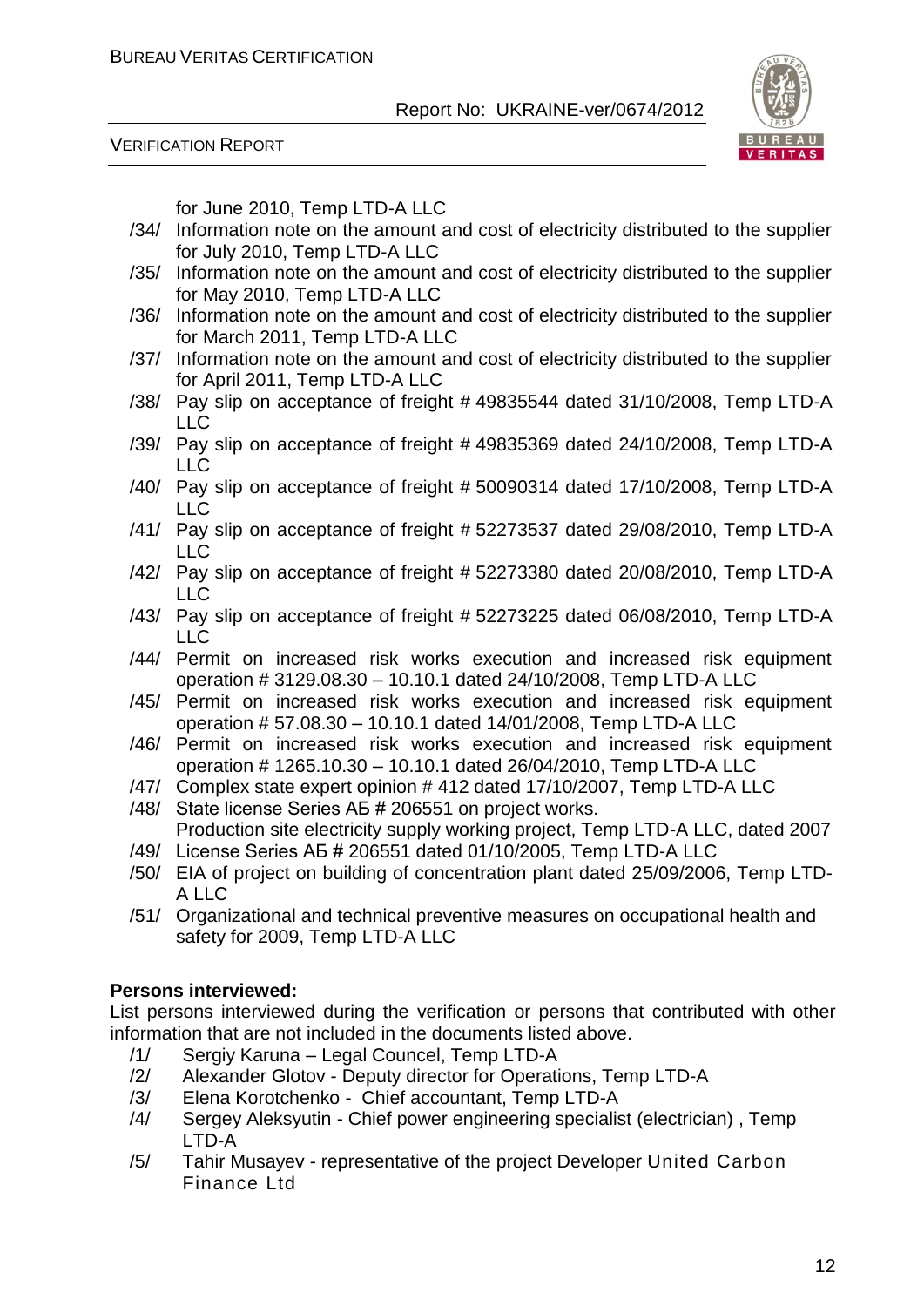for June 2010, Temp LTD-A LLC

/34/ Information note on the amount and cost of electricity distributed to the supplier for July 2010, Temp LTD-A LLC

/35/ Information note on the amount and cost of electricity distributed to the supplier for May 2010, Temp LTD-A LLC

/36/ Information note on the amount and cost of electricity distributed to the supplier for March 2011, Temp LTD-A LLC

/37/ Information note on the amount and cost of electricity distributed to the supplier for April 2011, Temp LTD-A LLC

/38/ Pay slip on acceptance of freight # 49835544 dated 31/10/2008, Temp LTD-A LLC

/39/ Pay slip on acceptance of freight # 49835369 dated 24/10/2008, Temp LTD-A LLC

/40/ Pay slip on acceptance of freight # 50090314 dated 17/10/2008, Temp LTD-A LLC

/41/ Pay slip on acceptance of freight # 52273537 dated 29/08/2010, Temp LTD-A LLC

/42/ Pay slip on acceptance of freight # 52273380 dated 20/08/2010, Temp LTD-A LLC

/43/ Pay slip on acceptance of freight # 52273225 dated 06/08/2010, Temp LTD-A LLC

/44/ Permit on increased risk works execution and increased risk equipment operation # 3129.08.30 – 10.10.1 dated 24/10/2008, Temp LTD-A LLC

/45/ Permit on increased risk works execution and increased risk equipment operation # 57.08.30 – 10.10.1 dated 14/01/2008, Temp LTD-A LLC

/46/ Permit on increased risk works execution and increased risk equipment operation # 1265.10.30 – 10.10.1 dated 26/04/2010, Temp LTD-A LLC

/47/ Complex state expert opinion # 412 dated 17/10/2007, Temp LTD-A LLC

/48/ State license Series АБ # 206551 on project works.
Production site electricity supply working project, Temp LTD-A LLC, dated 2007

/49/ License Series АБ # 206551 dated 01/10/2005, Temp LTD-A LLC

/50/ EIA of project on building of concentration plant dated 25/09/2006, Temp LTD-A LLC

/51/ Organizational and technical preventive measures on occupational health and safety for 2009, Temp LTD-A LLC

**Persons interviewed:**

List persons interviewed during the verification or persons that contributed with other information that are not included in the documents listed above.

/1/ Sergiy Karuna – Legal Councel, Temp LTD-A

/2/ Alexander Glotov - Deputy director for Operations, Temp LTD-A

/3/ Elena Korotchenko - Chief accountant, Temp LTD-A

/4/ Sergey Aleksyutin - Chief power engineering specialist (electrician) , Temp LTD-A

/5/ Tahir Musayev - representative of the project Developer United Carbon Finance Ltd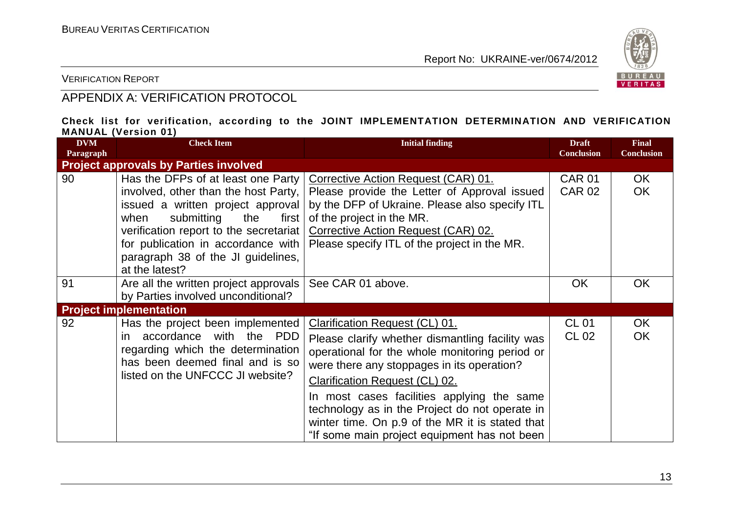## APPENDIX A: VERIFICATION PROTOCOL

**Check list for verification, according to the JOINT IMPLEMENTATION DETERMINATION AND VERIFICATION MANUAL (Version 01)**

| DVM Paragraph | Check Item | Initial finding | Draft Conclusion | Final Conclusion |
|---|---|---|---|---|
| **Project approvals by Parties involved** | | | | |
| 90 | Has the DFPs of at least one Party involved, other than the host Party, issued a written project approval when submitting the first verification report to the secretariat for publication in accordance with paragraph 38 of the JI guidelines, at the latest? | Corrective Action Request (CAR) 01.<br>Please provide the Letter of Approval issued by the DFP of Ukraine. Please also specify ITL of the project in the MR.<br>Corrective Action Request (CAR) 02.<br>Please specify ITL of the project in the MR. | CAR 01<br>CAR 02 | OK<br>OK |
| 91 | Are all the written project approvals by Parties involved unconditional? | See CAR 01 above. | OK | OK |
| **Project implementation** | | | | |
| 92 | Has the project been implemented in accordance with the PDD regarding which the determination has been deemed final and is so listed on the UNFCCC JI website? | Clarification Request (CL) 01.<br>Please clarify whether dismantling facility was operational for the whole monitoring period or were there any stoppages in its operation?<br>Clarification Request (CL) 02.<br>In most cases facilities applying the same technology as in the Project do not operate in winter time. On p.9 of the MR it is stated that "If some main project equipment has not been | CL 01<br>CL 02 | OK<br>OK |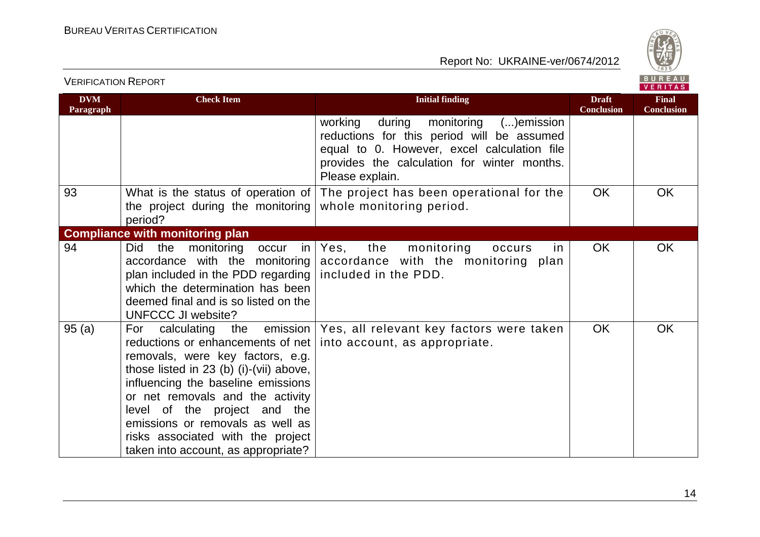| DVM Paragraph | Check Item | Initial finding | Draft Conclusion | Final Conclusion |
|---|---|---|---|---|
| | | working during monitoring (...)emission reductions for this period will be assumed equal to 0. However, excel calculation file provides the calculation for winter months. Please explain. | | |
| 93 | What is the status of operation of the project during the monitoring period? | The project has been operational for the whole monitoring period. | OK | OK |
| **Compliance with monitoring plan** | | | | |
| 94 | Did the monitoring occur in accordance with the monitoring plan included in the PDD regarding which the determination has been deemed final and is so listed on the UNFCCC JI website? | Yes, the monitoring occurs in accordance with the monitoring plan included in the PDD. | OK | OK |
| 95 (a) | For calculating the emission reductions or enhancements of net removals, were key factors, e.g. those listed in 23 (b) (i)-(vii) above, influencing the baseline emissions or net removals and the activity level of the project and the emissions or removals as well as risks associated with the project taken into account, as appropriate? | Yes, all relevant key factors were taken into account, as appropriate. | OK | OK |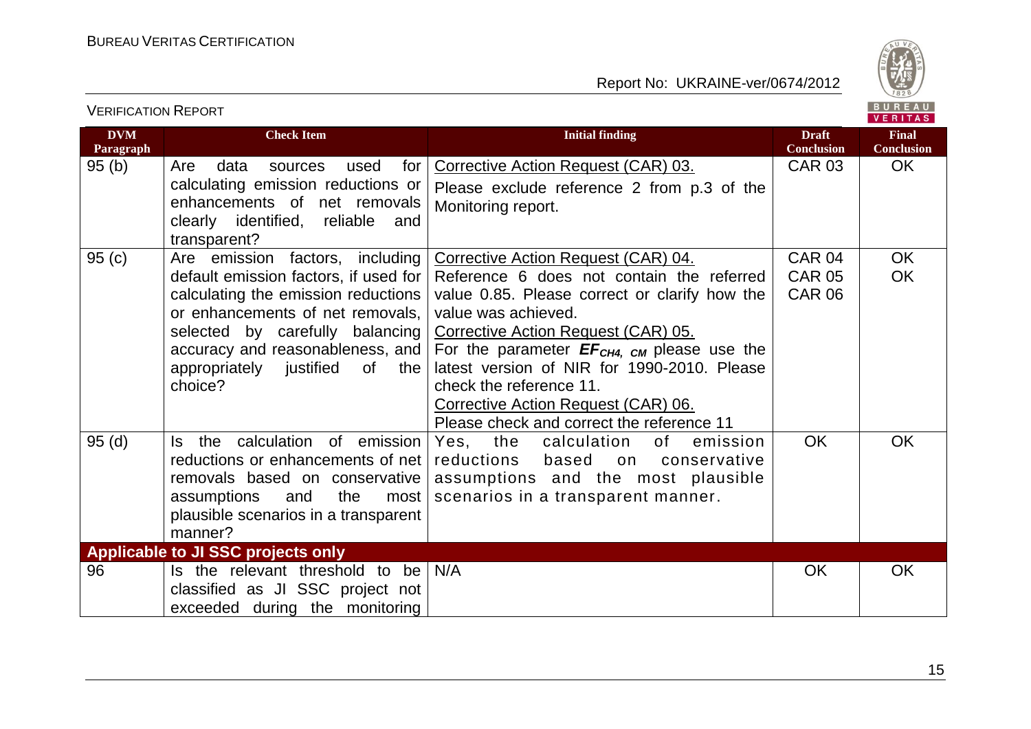| DVM Paragraph | Check Item | Initial finding | Draft Conclusion | Final Conclusion |
|---|---|---|---|---|
| 95 (b) | Are data sources used for calculating emission reductions or enhancements of net removals clearly identified, reliable and transparent? | Corrective Action Request (CAR) 03.<br>Please exclude reference 2 from p.3 of the Monitoring report. | CAR 03 | OK |
| 95 (c) | Are emission factors, including default emission factors, if used for calculating the emission reductions or enhancements of net removals, selected by carefully balancing accuracy and reasonableness, and appropriately justified of the choice? | Corrective Action Request (CAR) 04.<br>Reference 6 does not contain the referred value 0.85. Please correct or clarify how the value was achieved.<br>Corrective Action Request (CAR) 05.<br>For the parameter $EF_{CH4,\ CM}$ please use the latest version of NIR for 1990-2010. Please check the reference 11.<br>Corrective Action Request (CAR) 06.<br>Please check and correct the reference 11 | CAR 04<br>CAR 05<br>CAR 06 | OK<br>OK |
| 95 (d) | Is the calculation of emission reductions or enhancements of net removals based on conservative assumptions and the most plausible scenarios in a transparent manner? | Yes, the calculation of emission reductions based on conservative assumptions and the most plausible scenarios in a transparent manner. | OK | OK |
| **Applicable to JI SSC projects only** | | | | |
| 96 | Is the relevant threshold to be classified as JI SSC project not exceeded during the monitoring | N/A | OK | OK |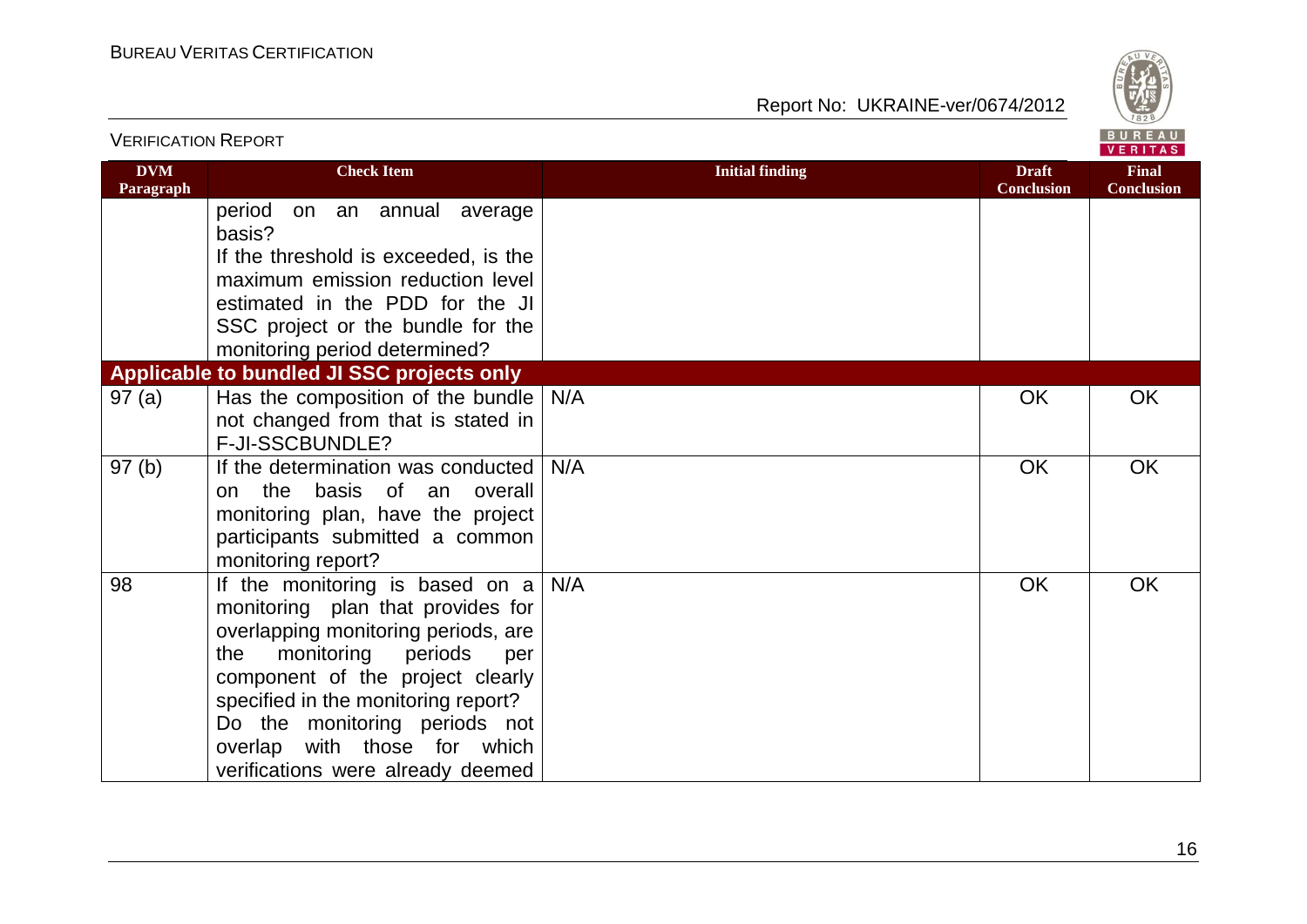| DVM Paragraph | Check Item | Initial finding | Draft Conclusion | Final Conclusion |
|---|---|---|---|---|
| | period on an annual average basis? If the threshold is exceeded, is the maximum emission reduction level estimated in the PDD for the JI SSC project or the bundle for the monitoring period determined? | | | |
| **Applicable to bundled JI SSC projects only** | | | | |
| 97 (a) | Has the composition of the bundle not changed from that is stated in F-JI-SSCBUNDLE? | N/A | OK | OK |
| 97 (b) | If the determination was conducted on the basis of an overall monitoring plan, have the project participants submitted a common monitoring report? | N/A | OK | OK |
| 98 | If the monitoring is based on a monitoring plan that provides for overlapping monitoring periods, are the monitoring periods per component of the project clearly specified in the monitoring report? Do the monitoring periods not overlap with those for which verifications were already deemed | N/A | OK | OK |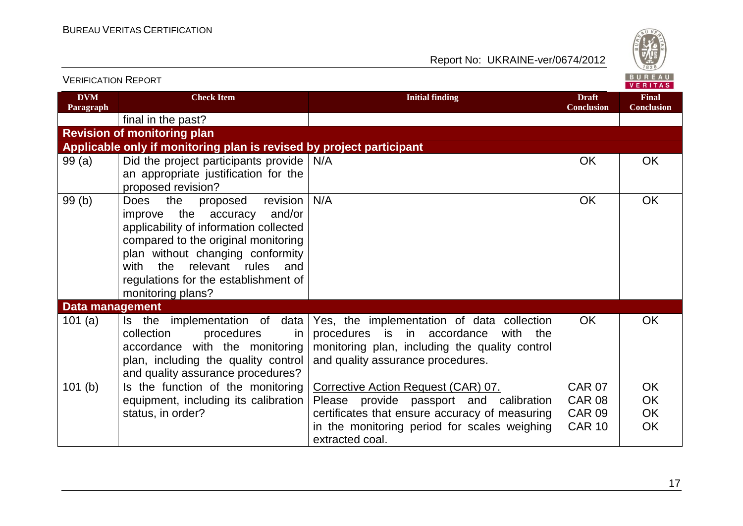| DVM Paragraph | Check Item | Initial finding | Draft Conclusion | Final Conclusion |
|---|---|---|---|---|
| | final in the past? | | | |
| **Revision of monitoring plan** | | | | |
| **Applicable only if monitoring plan is revised by project participant** | | | | |
| 99 (a) | Did the project participants provide an appropriate justification for the proposed revision? | N/A | OK | OK |
| 99 (b) | Does the proposed revision improve the accuracy and/or applicability of information collected compared to the original monitoring plan without changing conformity with the relevant rules and regulations for the establishment of monitoring plans? | N/A | OK | OK |
| **Data management** | | | | |
| 101 (a) | Is the implementation of data collection procedures in accordance with the monitoring plan, including the quality control and quality assurance procedures? | Yes, the implementation of data collection procedures is in accordance with the monitoring plan, including the quality control and quality assurance procedures. | OK | OK |
| 101 (b) | Is the function of the monitoring equipment, including its calibration status, in order? | Corrective Action Request (CAR) 07. Please provide passport and calibration certificates that ensure accuracy of measuring in the monitoring period for scales weighing extracted coal. | CAR 07<br>CAR 08<br>CAR 09<br>CAR 10 | OK<br>OK<br>OK<br>OK |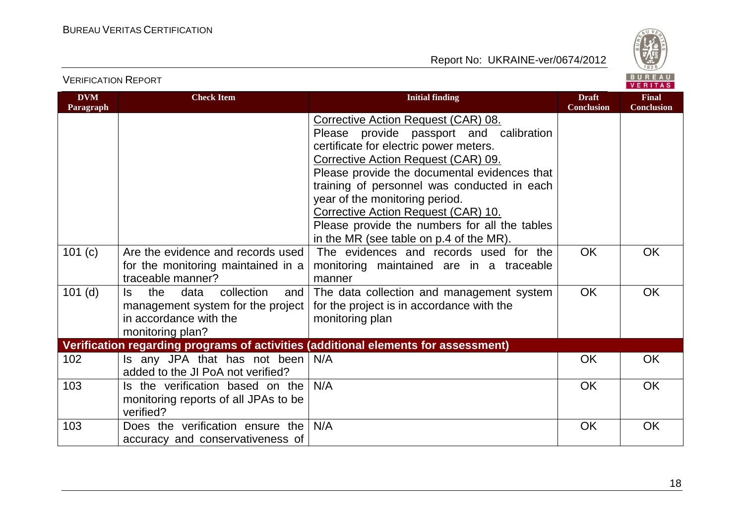| DVM Paragraph | Check Item | Initial finding | Draft Conclusion | Final Conclusion |
|---|---|---|---|---|
| | | Corrective Action Request (CAR) 08.<br>Please provide passport and calibration certificate for electric power meters.<br>Corrective Action Request (CAR) 09.<br>Please provide the documental evidences that training of personnel was conducted in each year of the monitoring period.<br>Corrective Action Request (CAR) 10.<br>Please provide the numbers for all the tables in the MR (see table on p.4 of the MR). | | |
| 101 (c) | Are the evidence and records used for the monitoring maintained in a traceable manner? | The evidences and records used for the monitoring maintained are in a traceable manner | OK | OK |
| 101 (d) | Is the data collection and management system for the project in accordance with the monitoring plan? | The data collection and management system for the project is in accordance with the monitoring plan | OK | OK |
| **Verification regarding programs of activities (additional elements for assessment)** | | | | |
| 102 | Is any JPA that has not been added to the JI PoA not verified? | N/A | OK | OK |
| 103 | Is the verification based on the monitoring reports of all JPAs to be verified? | N/A | OK | OK |
| 103 | Does the verification ensure the accuracy and conservativeness of | N/A | OK | OK |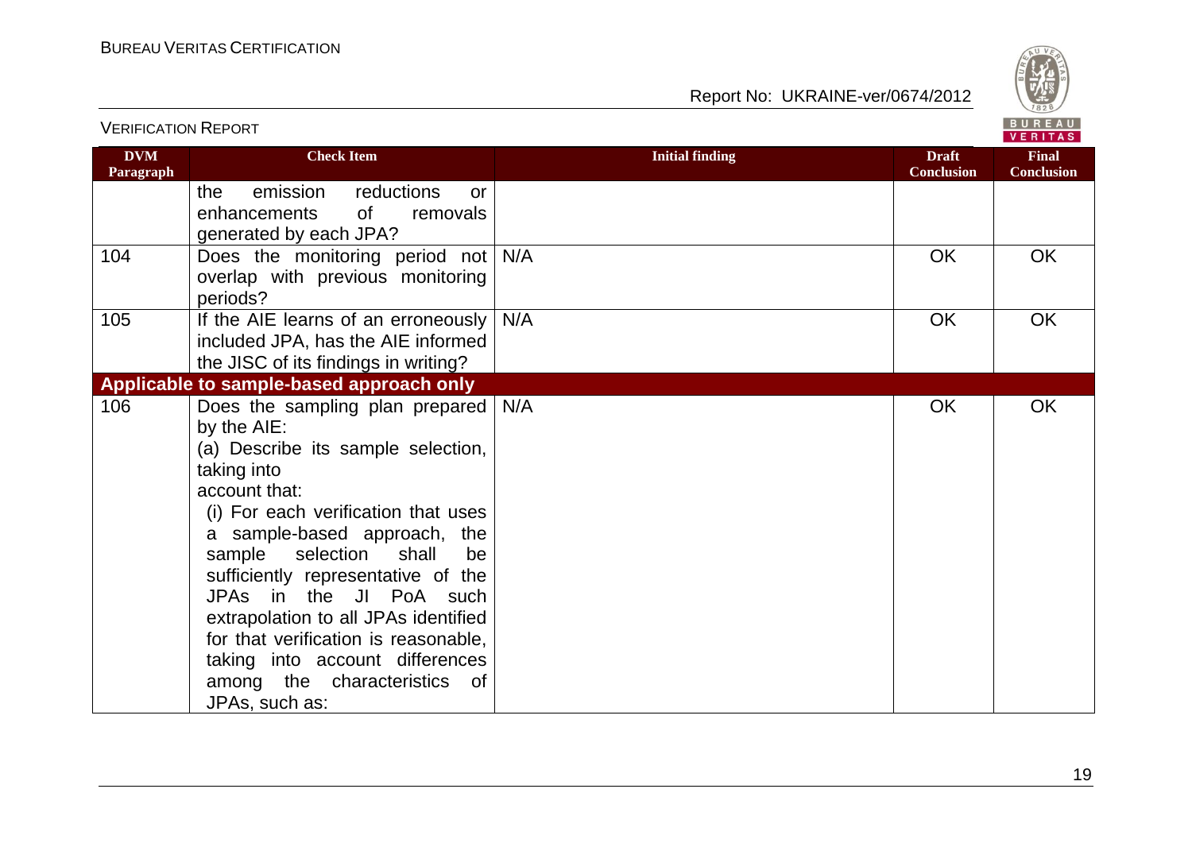| DVM Paragraph | Check Item | Initial finding | Draft Conclusion | Final Conclusion |
|---|---|---|---|---|
| | the emission reductions or enhancements of removals generated by each JPA? | | | |
| 104 | Does the monitoring period not overlap with previous monitoring periods? | N/A | OK | OK |
| 105 | If the AIE learns of an erroneously included JPA, has the AIE informed the JISC of its findings in writing? | N/A | OK | OK |
| **Applicable to sample-based approach only** | | | | |
| 106 | Does the sampling plan prepared by the AIE:<br>(a) Describe its sample selection, taking into account that:<br>(i) For each verification that uses a sample-based approach, the sample selection shall be sufficiently representative of the JPAs in the JI PoA such extrapolation to all JPAs identified for that verification is reasonable, taking into account differences among the characteristics of JPAs, such as: | N/A | OK | OK |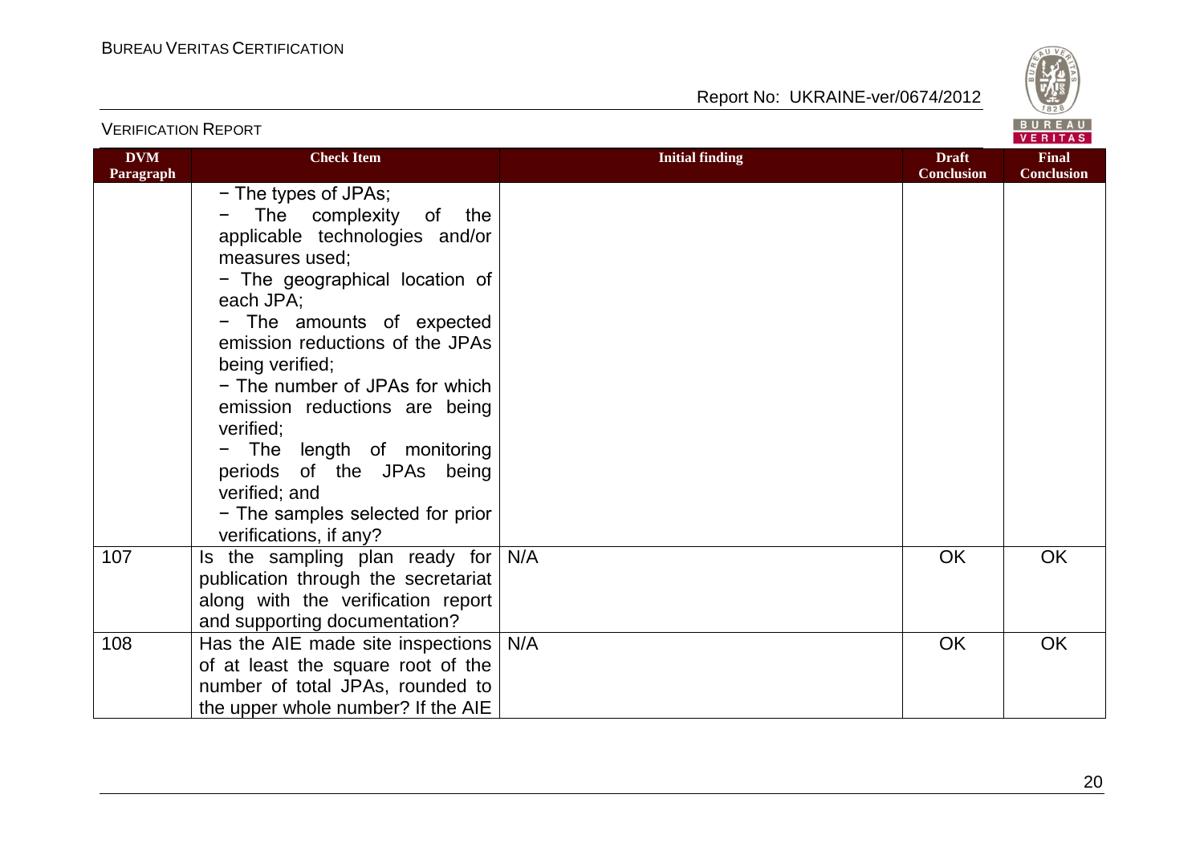| DVM Paragraph | Check Item | Initial finding | Draft Conclusion | Final Conclusion |
|---|---|---|---|---|
| | − The types of JPAs;<br>− The complexity of the applicable technologies and/or measures used;<br>− The geographical location of each JPA;<br>− The amounts of expected emission reductions of the JPAs being verified;<br>− The number of JPAs for which emission reductions are being verified;<br>− The length of monitoring periods of the JPAs being verified; and<br>− The samples selected for prior verifications, if any? | | | |
| 107 | Is the sampling plan ready for publication through the secretariat along with the verification report and supporting documentation? | N/A | OK | OK |
| 108 | Has the AIE made site inspections of at least the square root of the number of total JPAs, rounded to the upper whole number? If the AIE | N/A | OK | OK |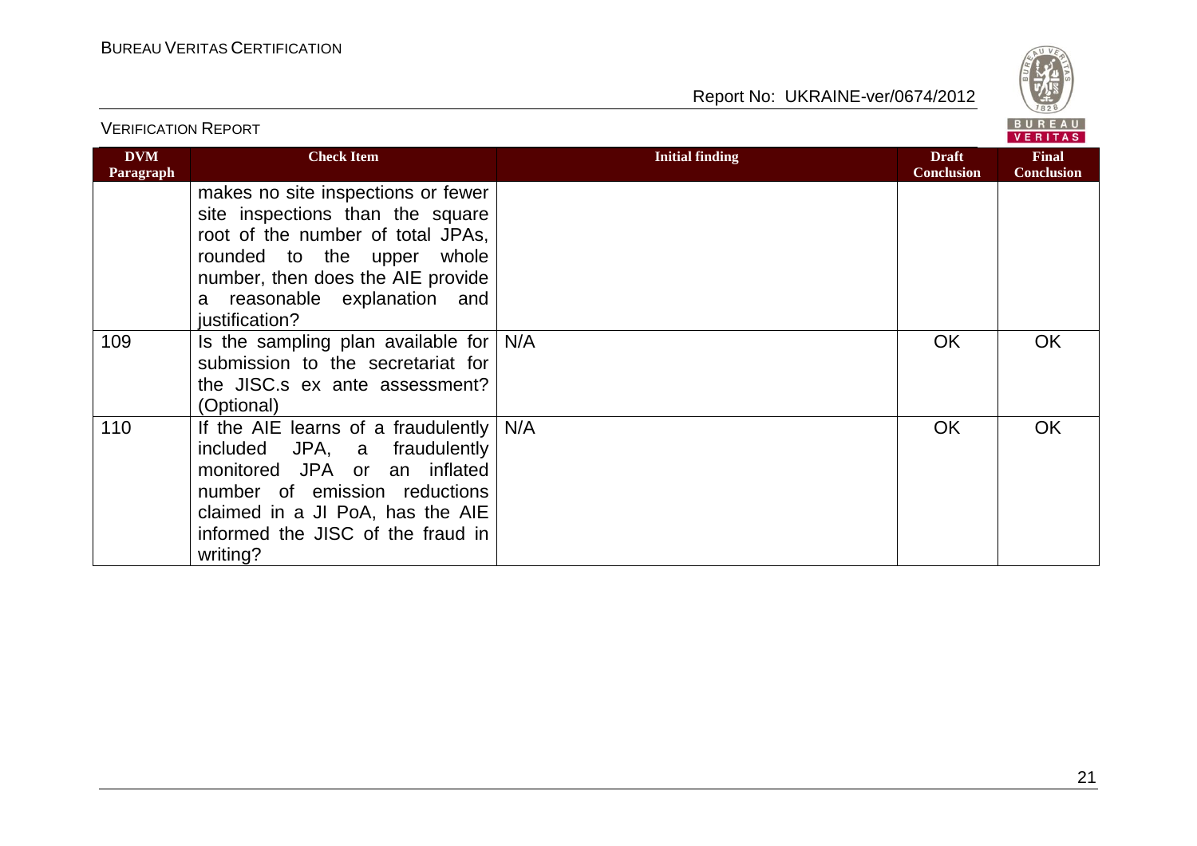| DVM Paragraph | Check Item | Initial finding | Draft Conclusion | Final Conclusion |
|---|---|---|---|---|
| | makes no site inspections or fewer site inspections than the square root of the number of total JPAs, rounded to the upper whole number, then does the AIE provide a reasonable explanation and justification? | | | |
| 109 | Is the sampling plan available for submission to the secretariat for the JISC.s ex ante assessment? (Optional) | N/A | OK | OK |
| 110 | If the AIE learns of a fraudulently included JPA, a fraudulently monitored JPA or an inflated number of emission reductions claimed in a JI PoA, has the AIE informed the JISC of the fraud in writing? | N/A | OK | OK |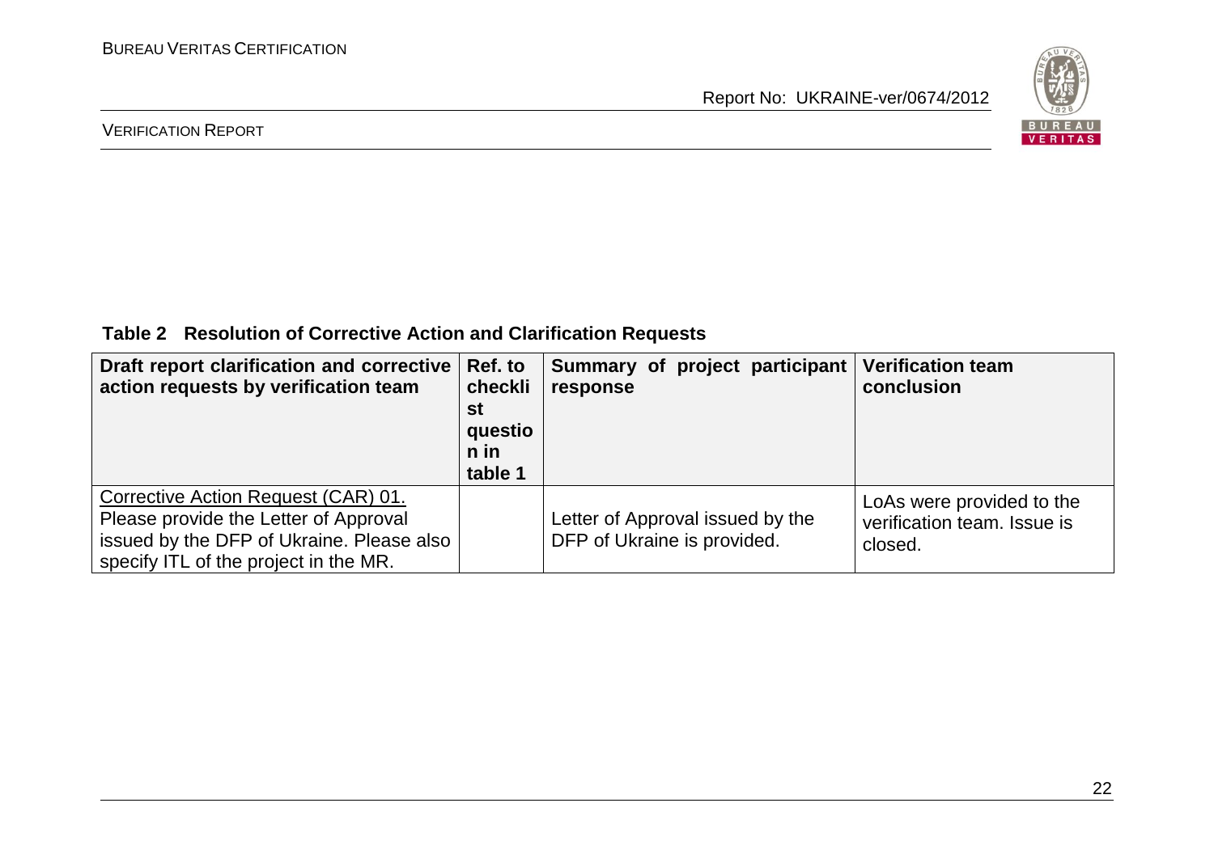**Table 2 Resolution of Corrective Action and Clarification Requests**

| Draft report clarification and corrective action requests by verification team | Ref. to checklist question in table 1 | Summary of project participant response | Verification team conclusion |
|---|---|---|---|
| Corrective Action Request (CAR) 01. Please provide the Letter of Approval issued by the DFP of Ukraine. Please also specify ITL of the project in the MR. | | Letter of Approval issued by the DFP of Ukraine is provided. | LoAs were provided to the verification team. Issue is closed. |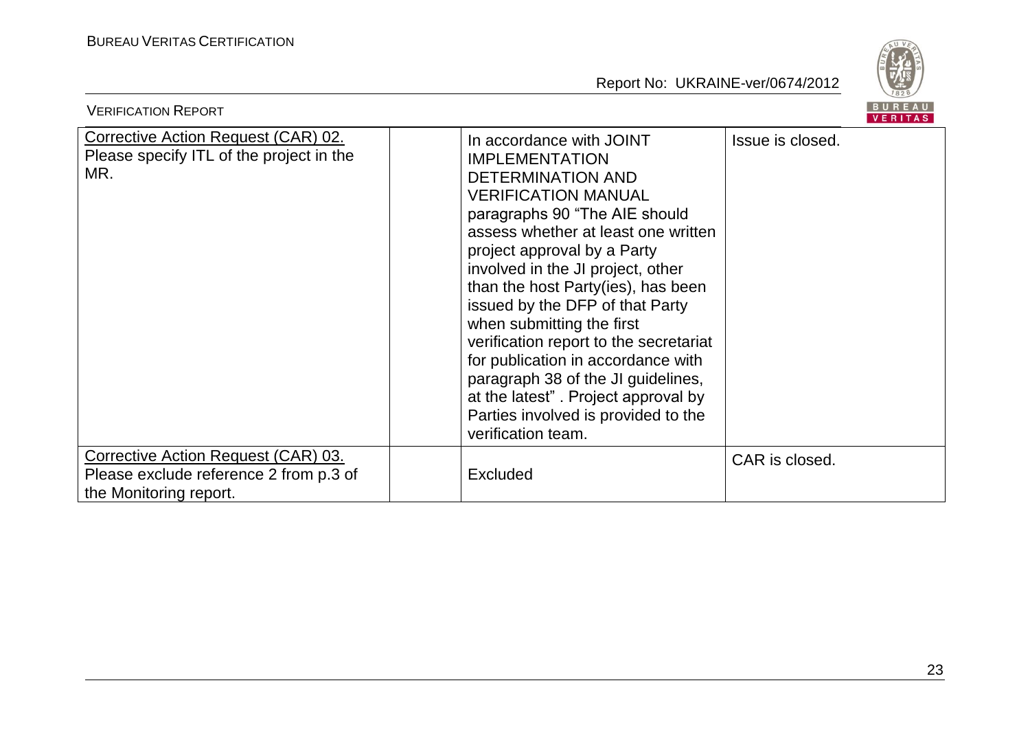| | | | |
|---|---|---|---|
| Corrective Action Request (CAR) 02. Please specify ITL of the project in the MR. | | In accordance with JOINT IMPLEMENTATION DETERMINATION AND VERIFICATION MANUAL paragraphs 90 "The AIE should assess whether at least one written project approval by a Party involved in the JI project, other than the host Party(ies), has been issued by the DFP of that Party when submitting the first verification report to the secretariat for publication in accordance with paragraph 38 of the JI guidelines, at the latest" . Project approval by Parties involved is provided to the verification team. | Issue is closed. |
| Corrective Action Request (CAR) 03. Please exclude reference 2 from p.3 of the Monitoring report. | | Excluded | CAR is closed. |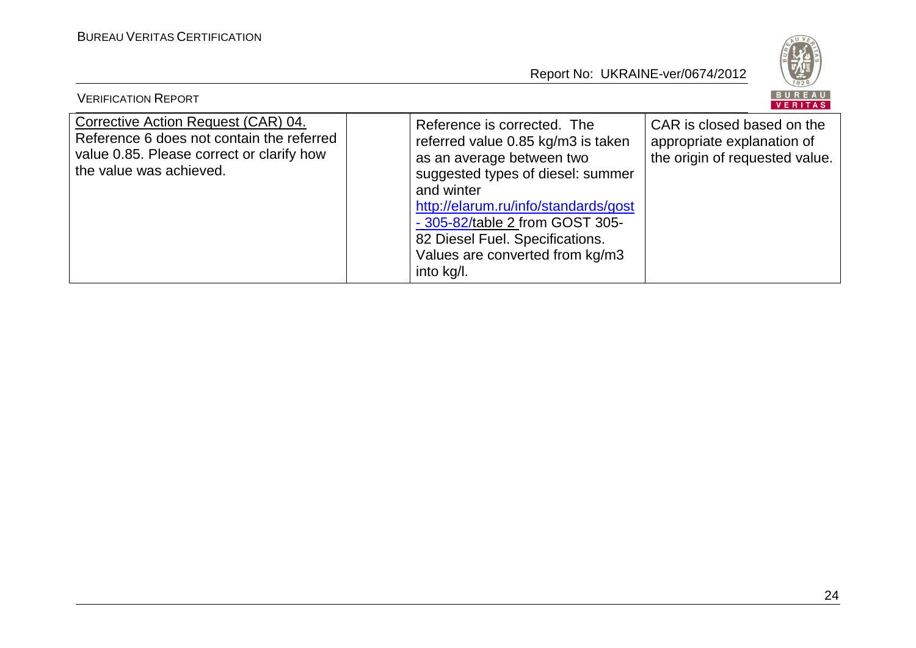| Corrective Action Request (CAR) 04. Reference 6 does not contain the referred value 0.85. Please correct or clarify how the value was achieved. | | Reference is corrected. The referred value 0.85 kg/m3 is taken as an average between two suggested types of diesel: summer and winter http://elarum.ru/info/standards/gost - 305-82/table 2 from GOST 305-82 Diesel Fuel. Specifications. Values are converted from kg/m3 into kg/l. | CAR is closed based on the appropriate explanation of the origin of requested value. |
|---|---|---|---|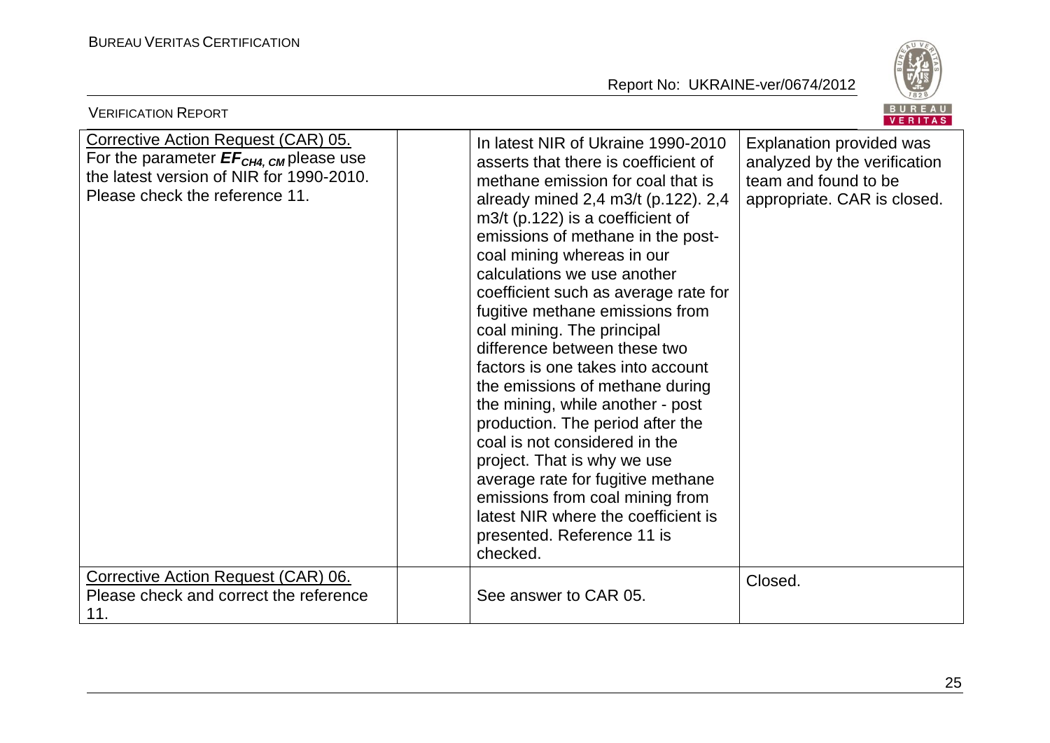| | | | |
|---|---|---|---|
| Corrective Action Request (CAR) 05. For the parameter $EF_{CH4, CM}$ please use the latest version of NIR for 1990-2010. Please check the reference 11. | | In latest NIR of Ukraine 1990-2010 asserts that there is coefficient of methane emission for coal that is already mined 2,4 m3/t (p.122). 2,4 m3/t (p.122) is a coefficient of emissions of methane in the post-coal mining whereas in our calculations we use another coefficient such as average rate for fugitive methane emissions from coal mining. The principal difference between these two factors is one takes into account the emissions of methane during the mining, while another - post production. The period after the coal is not considered in the project. That is why we use average rate for fugitive methane emissions from coal mining from latest NIR where the coefficient is presented. Reference 11 is checked. | Explanation provided was analyzed by the verification team and found to be appropriate. CAR is closed. |
| Corrective Action Request (CAR) 06. Please check and correct the reference 11. | | See answer to CAR 05. | Closed. |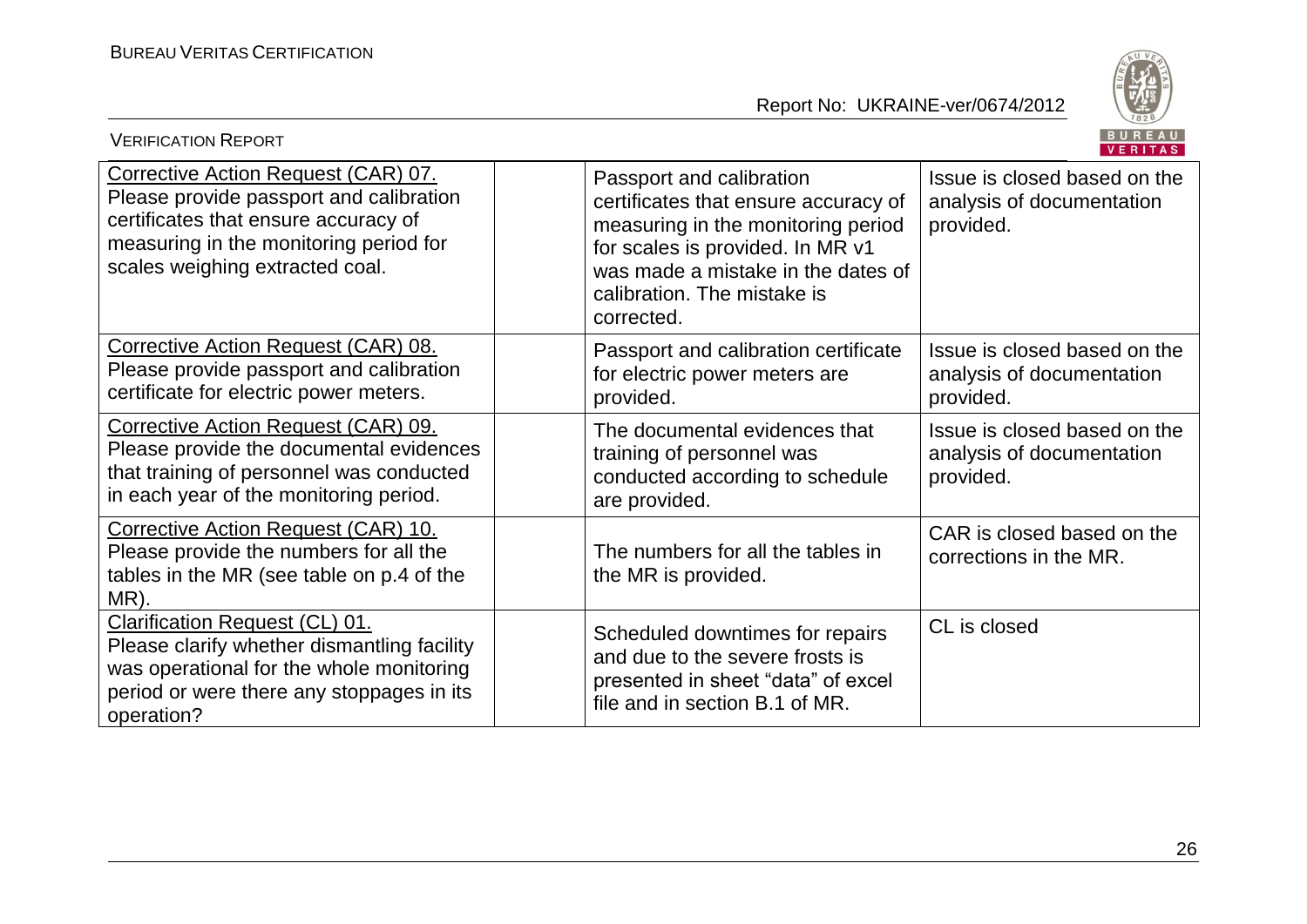| | | | |
|---|---|---|---|
| Corrective Action Request (CAR) 07. Please provide passport and calibration certificates that ensure accuracy of measuring in the monitoring period for scales weighing extracted coal. | | Passport and calibration certificates that ensure accuracy of measuring in the monitoring period for scales is provided. In MR v1 was made a mistake in the dates of calibration. The mistake is corrected. | Issue is closed based on the analysis of documentation provided. |
| Corrective Action Request (CAR) 08. Please provide passport and calibration certificate for electric power meters. | | Passport and calibration certificate for electric power meters are provided. | Issue is closed based on the analysis of documentation provided. |
| Corrective Action Request (CAR) 09. Please provide the documental evidences that training of personnel was conducted in each year of the monitoring period. | | The documental evidences that training of personnel was conducted according to schedule are provided. | Issue is closed based on the analysis of documentation provided. |
| Corrective Action Request (CAR) 10. Please provide the numbers for all the tables in the MR (see table on p.4 of the MR). | | The numbers for all the tables in the MR is provided. | CAR is closed based on the corrections in the MR. |
| Clarification Request (CL) 01. Please clarify whether dismantling facility was operational for the whole monitoring period or were there any stoppages in its operation? | | Scheduled downtimes for repairs and due to the severe frosts is presented in sheet "data" of excel file and in section B.1 of MR. | CL is closed |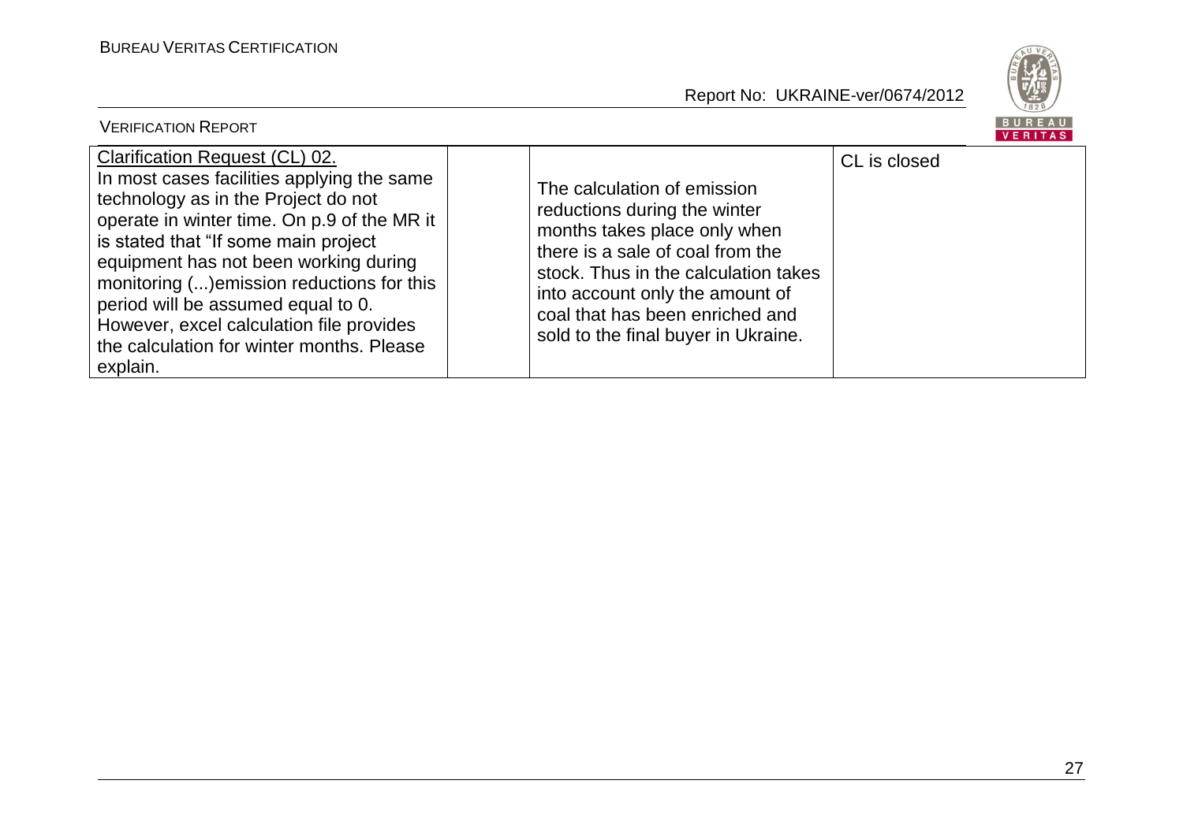| | | | |
|---|---|---|---|
| Clarification Request (CL) 02.<br>In most cases facilities applying the same technology as in the Project do not operate in winter time. On p.9 of the MR it is stated that "If some main project equipment has not been working during monitoring (...)emission reductions for this period will be assumed equal to 0. However, excel calculation file provides the calculation for winter months. Please explain. | | The calculation of emission reductions during the winter months takes place only when there is a sale of coal from the stock. Thus in the calculation takes into account only the amount of coal that has been enriched and sold to the final buyer in Ukraine. | CL is closed |